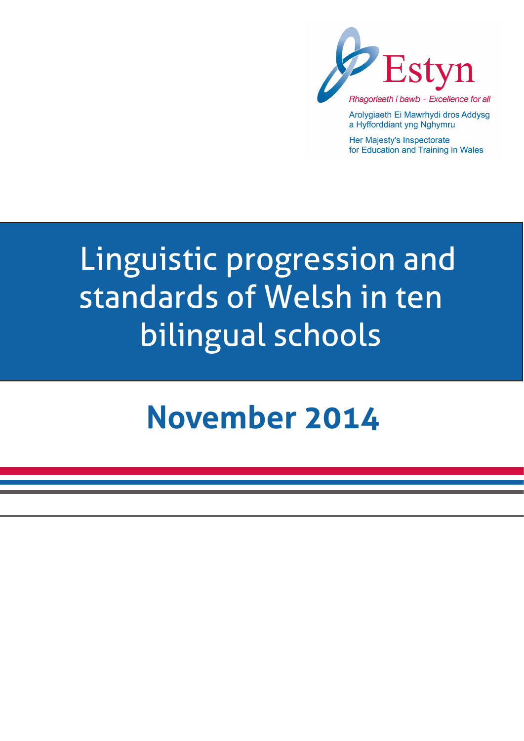Estyn

*Rhagoriaeth i bawb - Excellence for all*

Arolygiaeth Ei Mawrhydi dros Addysg a Hyfforddiant yng Nghymru

Her Majesty's Inspectorate for Education and Training in Wales

# Linguistic progression and standards of Welsh in ten bilingual schools

## November 2014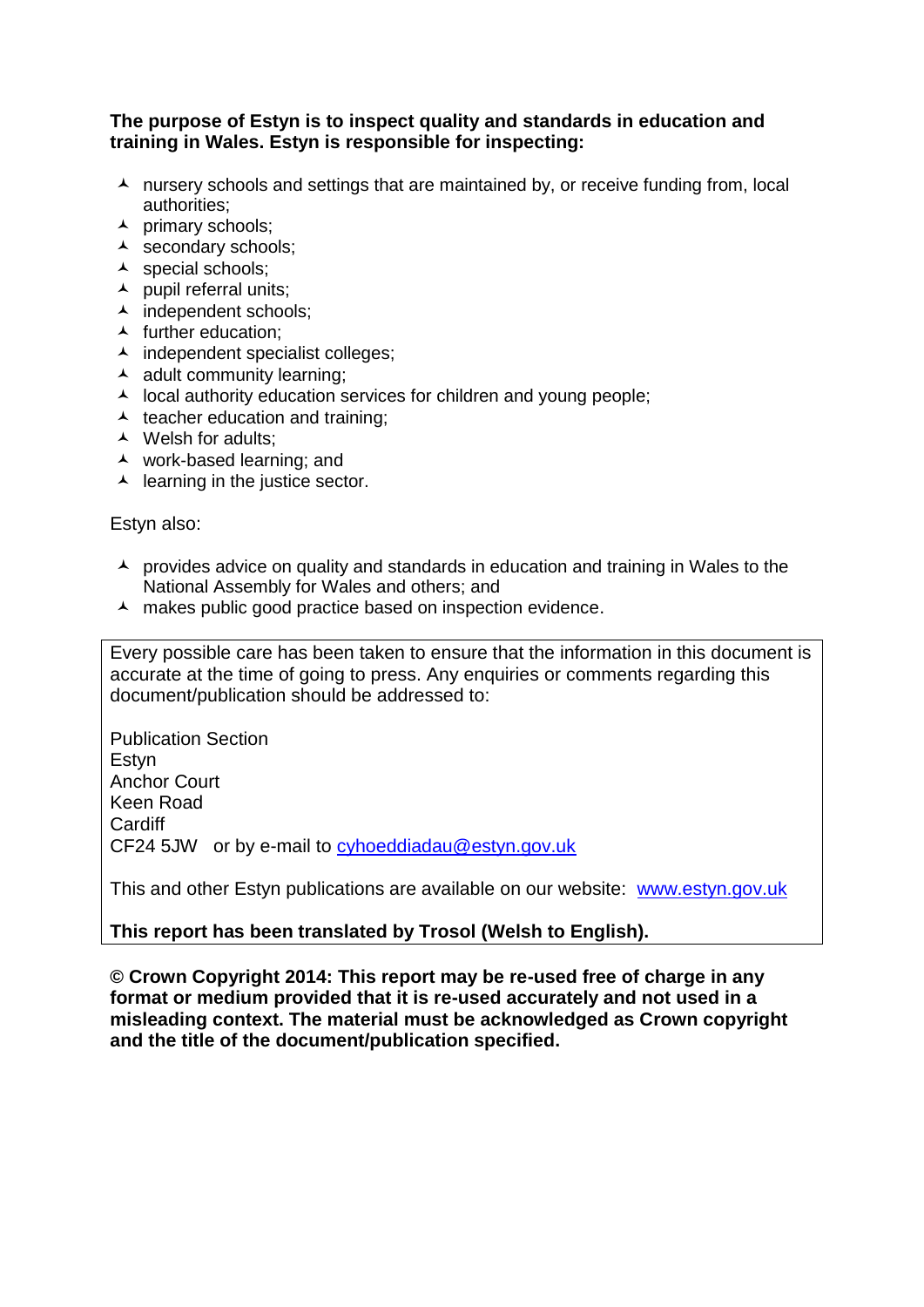**The purpose of Estyn is to inspect quality and standards in education and training in Wales. Estyn is responsible for inspecting:**

- nursery schools and settings that are maintained by, or receive funding from, local authorities;
- primary schools;
- secondary schools;
- special schools;
- pupil referral units;
- independent schools;
- further education;
- independent specialist colleges;
- adult community learning;
- local authority education services for children and young people;
- teacher education and training;
- Welsh for adults;
- work-based learning; and
- learning in the justice sector.

Estyn also:

- provides advice on quality and standards in education and training in Wales to the National Assembly for Wales and others; and
- makes public good practice based on inspection evidence.

Every possible care has been taken to ensure that the information in this document is accurate at the time of going to press. Any enquiries or comments regarding this document/publication should be addressed to:

Publication Section
Estyn
Anchor Court
Keen Road
Cardiff
CF24 5JW   or by e-mail to cyhoeddiadau@estyn.gov.uk

This and other Estyn publications are available on our website: www.estyn.gov.uk

**This report has been translated by Trosol (Welsh to English).**

**© Crown Copyright 2014: This report may be re-used free of charge in any format or medium provided that it is re-used accurately and not used in a misleading context. The material must be acknowledged as Crown copyright and the title of the document/publication specified.**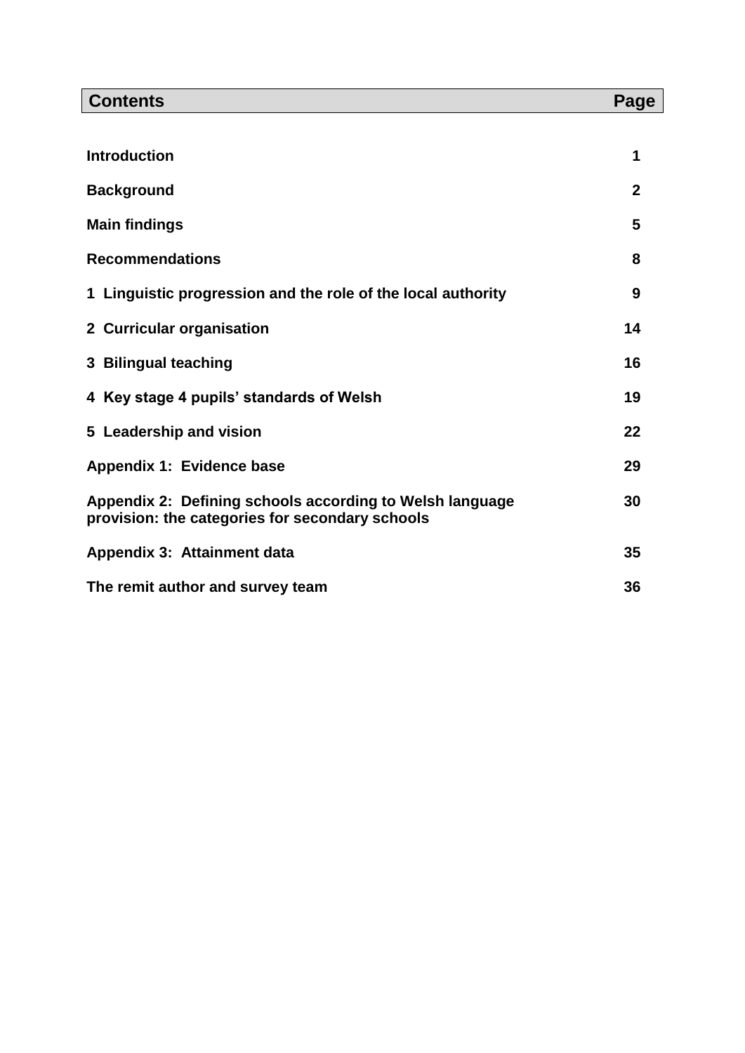| Contents | Page |
| --- | --- |
| **Introduction** | **1** |
| **Background** | **2** |
| **Main findings** | **5** |
| **Recommendations** | **8** |
| **1 Linguistic progression and the role of the local authority** | **9** |
| **2 Curricular organisation** | **14** |
| **3 Bilingual teaching** | **16** |
| **4 Key stage 4 pupils' standards of Welsh** | **19** |
| **5 Leadership and vision** | **22** |
| **Appendix 1: Evidence base** | **29** |
| **Appendix 2: Defining schools according to Welsh language provision: the categories for secondary schools** | **30** |
| **Appendix 3: Attainment data** | **35** |
| **The remit author and survey team** | **36** |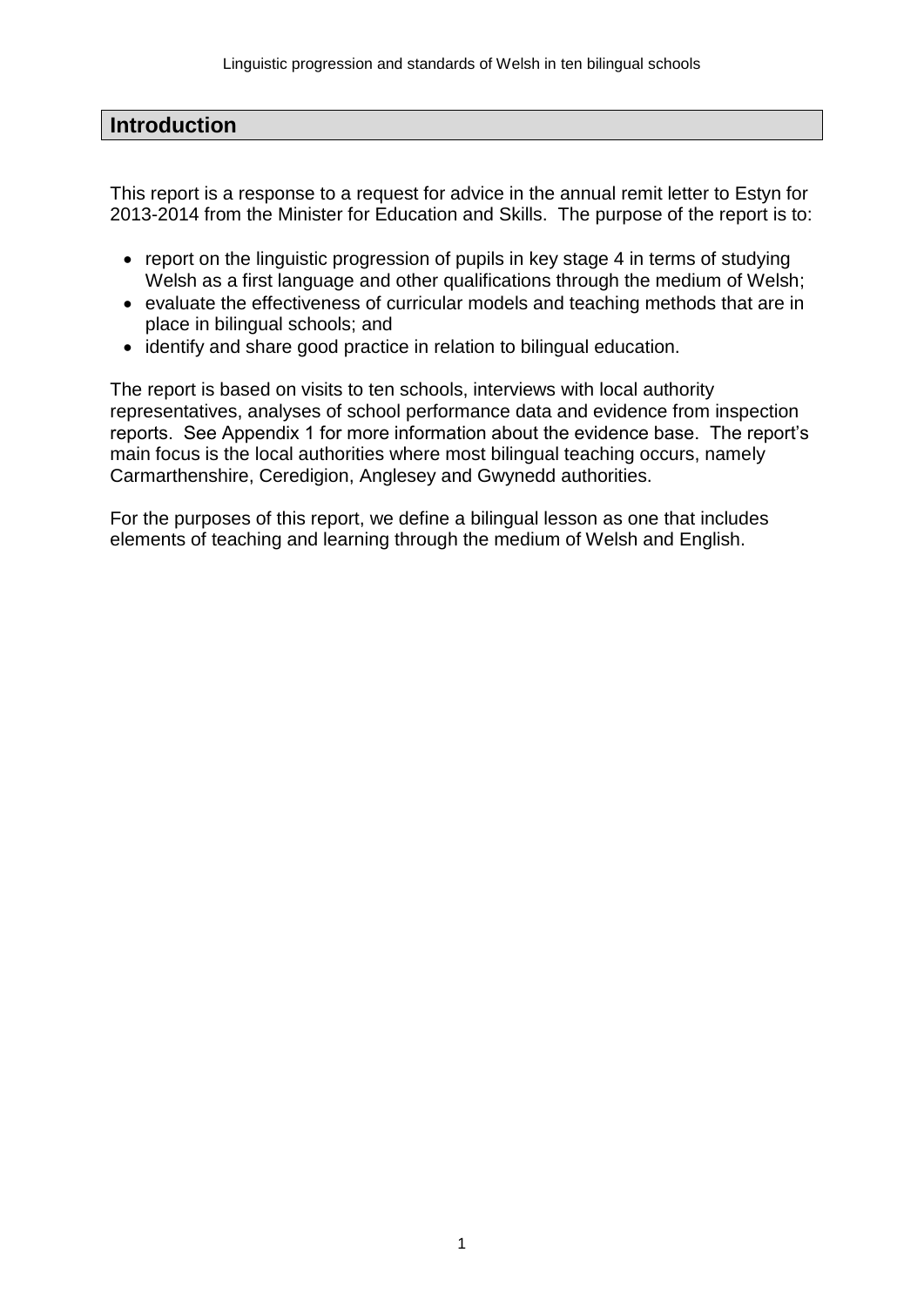## Introduction

This report is a response to a request for advice in the annual remit letter to Estyn for 2013-2014 from the Minister for Education and Skills. The purpose of the report is to:

- report on the linguistic progression of pupils in key stage 4 in terms of studying Welsh as a first language and other qualifications through the medium of Welsh;
- evaluate the effectiveness of curricular models and teaching methods that are in place in bilingual schools; and
- identify and share good practice in relation to bilingual education.

The report is based on visits to ten schools, interviews with local authority representatives, analyses of school performance data and evidence from inspection reports. See Appendix 1 for more information about the evidence base. The report's main focus is the local authorities where most bilingual teaching occurs, namely Carmarthenshire, Ceredigion, Anglesey and Gwynedd authorities.

For the purposes of this report, we define a bilingual lesson as one that includes elements of teaching and learning through the medium of Welsh and English.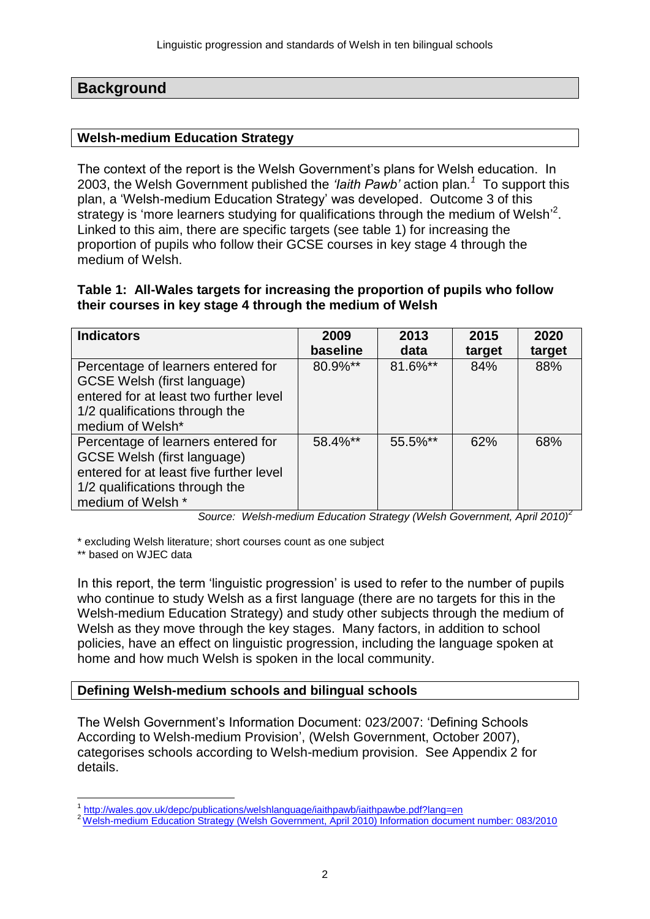## Background

### Welsh-medium Education Strategy

The context of the report is the Welsh Government's plans for Welsh education. In 2003, the Welsh Government published the *'Iaith Pawb'* action plan.[1] To support this plan, a 'Welsh-medium Education Strategy' was developed. Outcome 3 of this strategy is 'more learners studying for qualifications through the medium of Welsh'[2]. Linked to this aim, there are specific targets (see table 1) for increasing the proportion of pupils who follow their GCSE courses in key stage 4 through the medium of Welsh.

**Table 1: All-Wales targets for increasing the proportion of pupils who follow their courses in key stage 4 through the medium of Welsh**

| Indicators | 2009 baseline | 2013 data | 2015 target | 2020 target |
|---|---|---|---|---|
| Percentage of learners entered for GCSE Welsh (first language) entered for at least two further level 1/2 qualifications through the medium of Welsh* | 80.9%** | 81.6%** | 84% | 88% |
| Percentage of learners entered for GCSE Welsh (first language) entered for at least five further level 1/2 qualifications through the medium of Welsh * | 58.4%** | 55.5%** | 62% | 68% |

*Source: Welsh-medium Education Strategy (Welsh Government, April 2010)*[2]

\* excluding Welsh literature; short courses count as one subject

\*\* based on WJEC data

In this report, the term 'linguistic progression' is used to refer to the number of pupils who continue to study Welsh as a first language (there are no targets for this in the Welsh-medium Education Strategy) and study other subjects through the medium of Welsh as they move through the key stages. Many factors, in addition to school policies, have an effect on linguistic progression, including the language spoken at home and how much Welsh is spoken in the local community.

### Defining Welsh-medium schools and bilingual schools

The Welsh Government's Information Document: 023/2007: 'Defining Schools According to Welsh-medium Provision', (Welsh Government, October 2007), categorises schools according to Welsh-medium provision. See Appendix 2 for details.

[1] http://wales.gov.uk/depc/publications/welshlanguage/iaithpawb/iaithpawbe.pdf?lang=en

[2] Welsh-medium Education Strategy (Welsh Government, April 2010) Information document number: 083/2010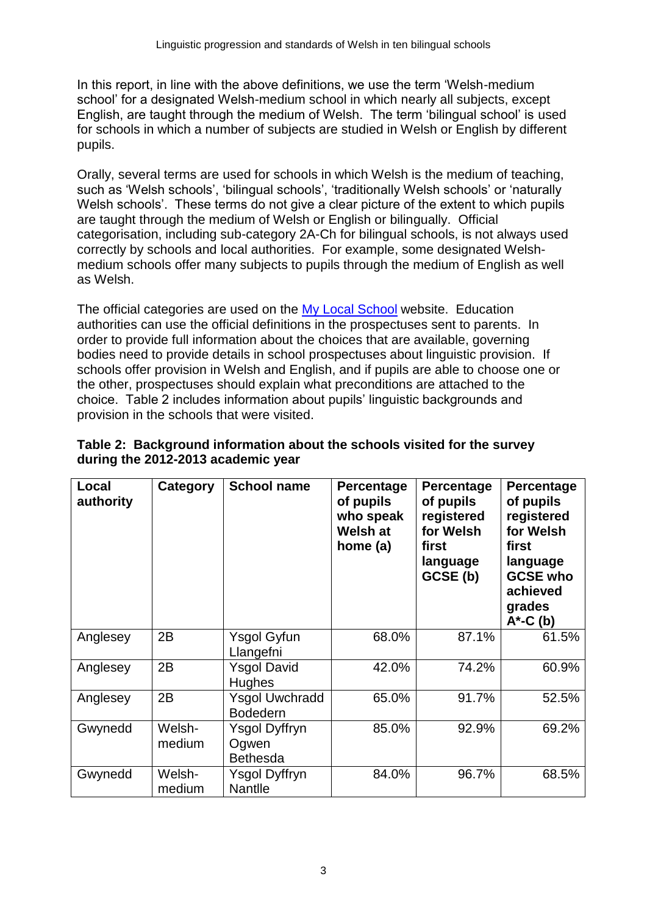In this report, in line with the above definitions, we use the term 'Welsh-medium school' for a designated Welsh-medium school in which nearly all subjects, except English, are taught through the medium of Welsh. The term 'bilingual school' is used for schools in which a number of subjects are studied in Welsh or English by different pupils.

Orally, several terms are used for schools in which Welsh is the medium of teaching, such as 'Welsh schools', 'bilingual schools', 'traditionally Welsh schools' or 'naturally Welsh schools'. These terms do not give a clear picture of the extent to which pupils are taught through the medium of Welsh or English or bilingually. Official categorisation, including sub-category 2A-Ch for bilingual schools, is not always used correctly by schools and local authorities. For example, some designated Welsh-medium schools offer many subjects to pupils through the medium of English as well as Welsh.

The official categories are used on the [My Local School]() website. Education authorities can use the official definitions in the prospectuses sent to parents. In order to provide full information about the choices that are available, governing bodies need to provide details in school prospectuses about linguistic provision. If schools offer provision in Welsh and English, and if pupils are able to choose one or the other, prospectuses should explain what preconditions are attached to the choice. Table 2 includes information about pupils' linguistic backgrounds and provision in the schools that were visited.

**Table 2: Background information about the schools visited for the survey during the 2012-2013 academic year**

| Local authority | Category | School name | Percentage of pupils who speak Welsh at home (a) | Percentage of pupils registered for Welsh first language GCSE (b) | Percentage of pupils registered for Welsh first language GCSE who achieved grades A*-C (b) |
|---|---|---|---|---|---|
| Anglesey | 2B | Ysgol Gyfun Llangefni | 68.0% | 87.1% | 61.5% |
| Anglesey | 2B | Ysgol David Hughes | 42.0% | 74.2% | 60.9% |
| Anglesey | 2B | Ysgol Uwchradd Bodedern | 65.0% | 91.7% | 52.5% |
| Gwynedd | Welsh-medium | Ysgol Dyffryn Ogwen Bethesda | 85.0% | 92.9% | 69.2% |
| Gwynedd | Welsh-medium | Ysgol Dyffryn Nantlle | 84.0% | 96.7% | 68.5% |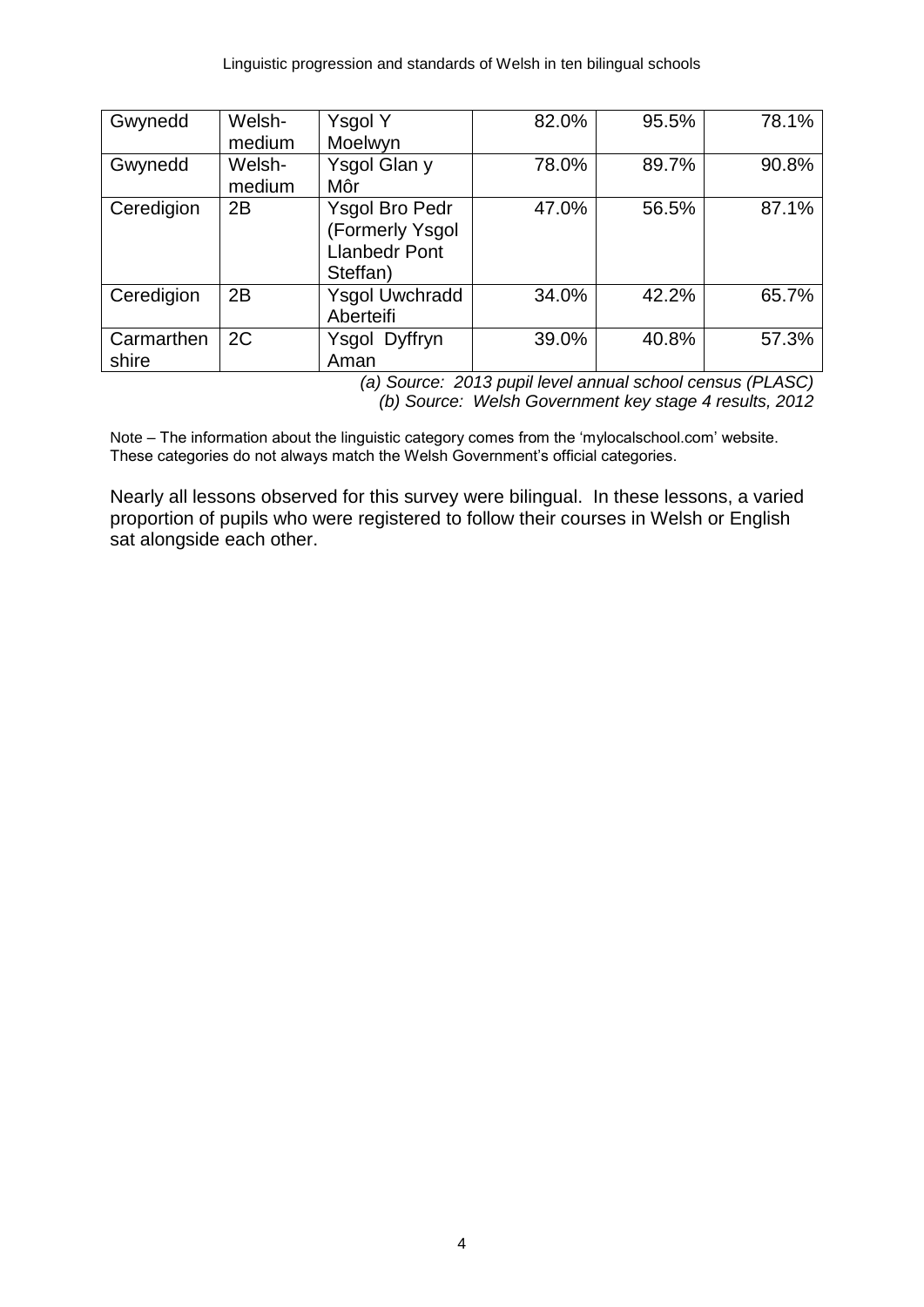| Gwynedd | Welsh-medium | Ysgol Y Moelwyn | 82.0% | 95.5% | 78.1% |
|---|---|---|---|---|---|
| Gwynedd | Welsh-medium | Ysgol Glan y Môr | 78.0% | 89.7% | 90.8% |
| Ceredigion | 2B | Ysgol Bro Pedr (Formerly Ysgol Llanbedr Pont Steffan) | 47.0% | 56.5% | 87.1% |
| Ceredigion | 2B | Ysgol Uwchradd Aberteifi | 34.0% | 42.2% | 65.7% |
| Carmarthenshire | 2C | Ysgol Dyffryn Aman | 39.0% | 40.8% | 57.3% |

*(a) Source: 2013 pupil level annual school census (PLASC)*
*(b) Source: Welsh Government key stage 4 results, 2012*

Note – The information about the linguistic category comes from the 'mylocalschool.com' website. These categories do not always match the Welsh Government's official categories.

Nearly all lessons observed for this survey were bilingual. In these lessons, a varied proportion of pupils who were registered to follow their courses in Welsh or English sat alongside each other.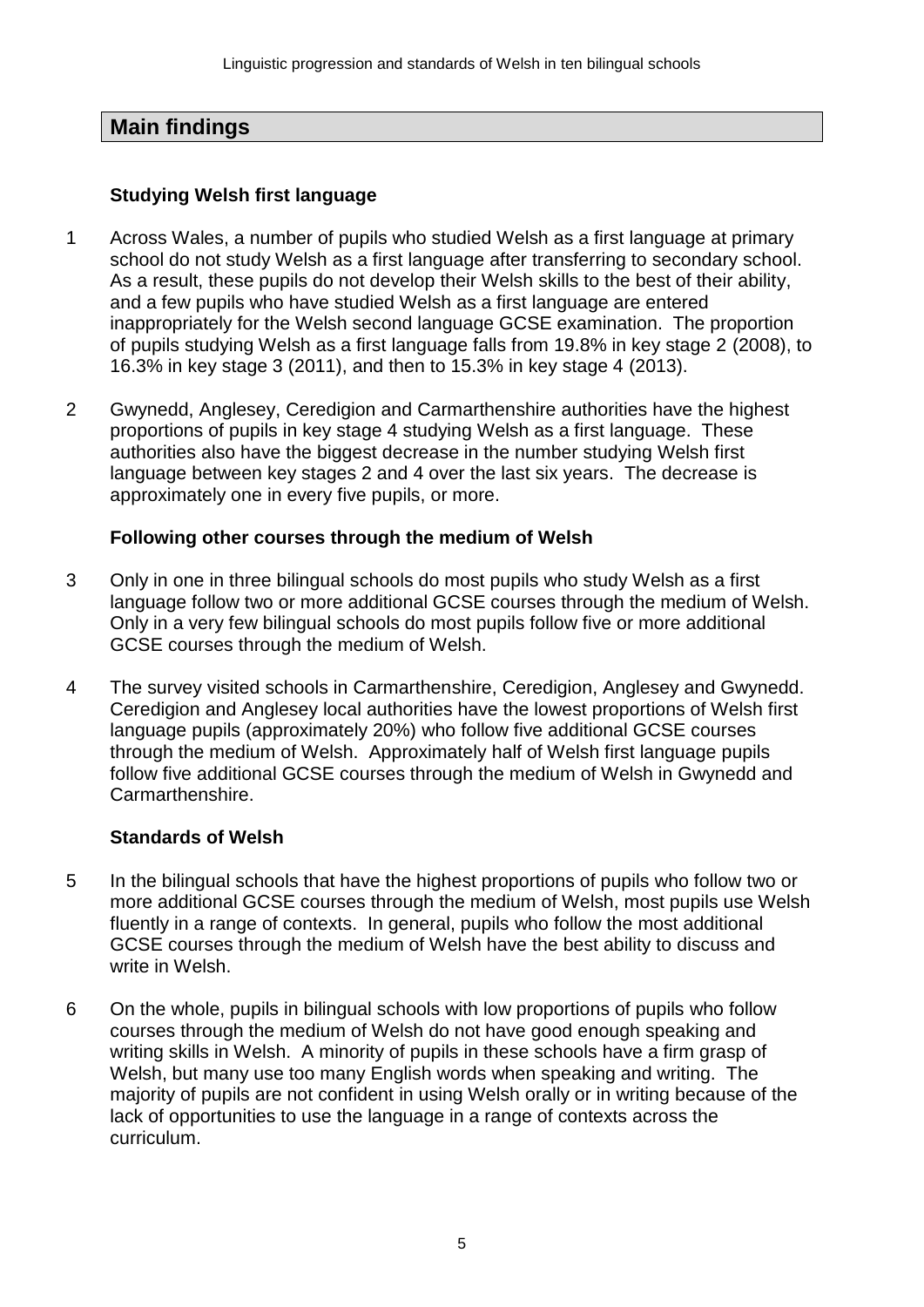## Main findings

### Studying Welsh first language

1 Across Wales, a number of pupils who studied Welsh as a first language at primary school do not study Welsh as a first language after transferring to secondary school. As a result, these pupils do not develop their Welsh skills to the best of their ability, and a few pupils who have studied Welsh as a first language are entered inappropriately for the Welsh second language GCSE examination. The proportion of pupils studying Welsh as a first language falls from 19.8% in key stage 2 (2008), to 16.3% in key stage 3 (2011), and then to 15.3% in key stage 4 (2013).

2 Gwynedd, Anglesey, Ceredigion and Carmarthenshire authorities have the highest proportions of pupils in key stage 4 studying Welsh as a first language. These authorities also have the biggest decrease in the number studying Welsh first language between key stages 2 and 4 over the last six years. The decrease is approximately one in every five pupils, or more.

### Following other courses through the medium of Welsh

3 Only in one in three bilingual schools do most pupils who study Welsh as a first language follow two or more additional GCSE courses through the medium of Welsh. Only in a very few bilingual schools do most pupils follow five or more additional GCSE courses through the medium of Welsh.

4 The survey visited schools in Carmarthenshire, Ceredigion, Anglesey and Gwynedd. Ceredigion and Anglesey local authorities have the lowest proportions of Welsh first language pupils (approximately 20%) who follow five additional GCSE courses through the medium of Welsh. Approximately half of Welsh first language pupils follow five additional GCSE courses through the medium of Welsh in Gwynedd and Carmarthenshire.

### Standards of Welsh

5 In the bilingual schools that have the highest proportions of pupils who follow two or more additional GCSE courses through the medium of Welsh, most pupils use Welsh fluently in a range of contexts. In general, pupils who follow the most additional GCSE courses through the medium of Welsh have the best ability to discuss and write in Welsh.

6 On the whole, pupils in bilingual schools with low proportions of pupils who follow courses through the medium of Welsh do not have good enough speaking and writing skills in Welsh. A minority of pupils in these schools have a firm grasp of Welsh, but many use too many English words when speaking and writing. The majority of pupils are not confident in using Welsh orally or in writing because of the lack of opportunities to use the language in a range of contexts across the curriculum.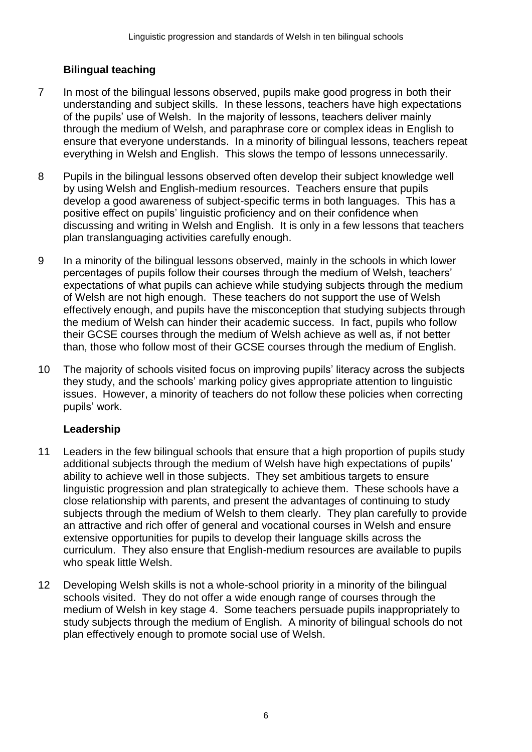## Bilingual teaching

7 In most of the bilingual lessons observed, pupils make good progress in both their understanding and subject skills. In these lessons, teachers have high expectations of the pupils' use of Welsh. In the majority of lessons, teachers deliver mainly through the medium of Welsh, and paraphrase core or complex ideas in English to ensure that everyone understands. In a minority of bilingual lessons, teachers repeat everything in Welsh and English. This slows the tempo of lessons unnecessarily.

8 Pupils in the bilingual lessons observed often develop their subject knowledge well by using Welsh and English-medium resources. Teachers ensure that pupils develop a good awareness of subject-specific terms in both languages. This has a positive effect on pupils' linguistic proficiency and on their confidence when discussing and writing in Welsh and English. It is only in a few lessons that teachers plan translanguaging activities carefully enough.

9 In a minority of the bilingual lessons observed, mainly in the schools in which lower percentages of pupils follow their courses through the medium of Welsh, teachers' expectations of what pupils can achieve while studying subjects through the medium of Welsh are not high enough. These teachers do not support the use of Welsh effectively enough, and pupils have the misconception that studying subjects through the medium of Welsh can hinder their academic success. In fact, pupils who follow their GCSE courses through the medium of Welsh achieve as well as, if not better than, those who follow most of their GCSE courses through the medium of English.

10 The majority of schools visited focus on improving pupils' literacy across the subjects they study, and the schools' marking policy gives appropriate attention to linguistic issues. However, a minority of teachers do not follow these policies when correcting pupils' work.

## Leadership

11 Leaders in the few bilingual schools that ensure that a high proportion of pupils study additional subjects through the medium of Welsh have high expectations of pupils' ability to achieve well in those subjects. They set ambitious targets to ensure linguistic progression and plan strategically to achieve them. These schools have a close relationship with parents, and present the advantages of continuing to study subjects through the medium of Welsh to them clearly. They plan carefully to provide an attractive and rich offer of general and vocational courses in Welsh and ensure extensive opportunities for pupils to develop their language skills across the curriculum. They also ensure that English-medium resources are available to pupils who speak little Welsh.

12 Developing Welsh skills is not a whole-school priority in a minority of the bilingual schools visited. They do not offer a wide enough range of courses through the medium of Welsh in key stage 4. Some teachers persuade pupils inappropriately to study subjects through the medium of English. A minority of bilingual schools do not plan effectively enough to promote social use of Welsh.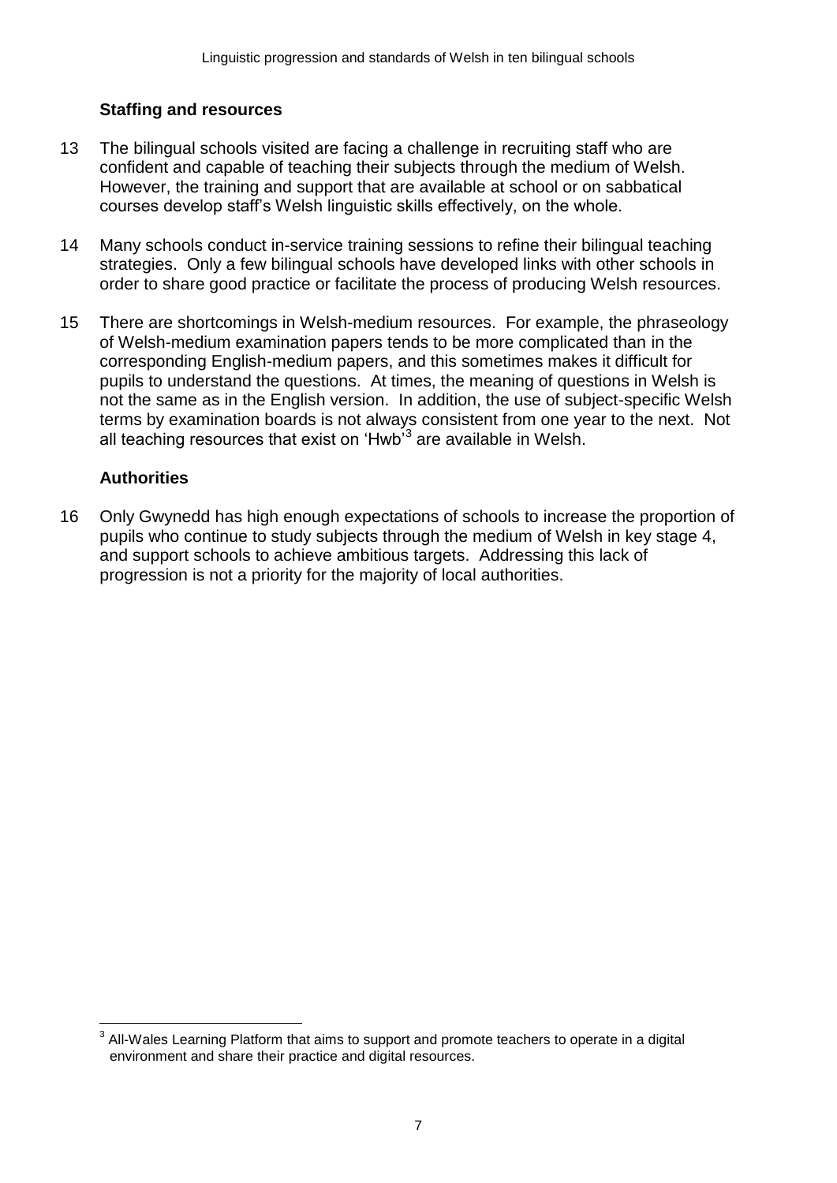### Staffing and resources

13 The bilingual schools visited are facing a challenge in recruiting staff who are confident and capable of teaching their subjects through the medium of Welsh. However, the training and support that are available at school or on sabbatical courses develop staff's Welsh linguistic skills effectively, on the whole.

14 Many schools conduct in-service training sessions to refine their bilingual teaching strategies. Only a few bilingual schools have developed links with other schools in order to share good practice or facilitate the process of producing Welsh resources.

15 There are shortcomings in Welsh-medium resources. For example, the phraseology of Welsh-medium examination papers tends to be more complicated than in the corresponding English-medium papers, and this sometimes makes it difficult for pupils to understand the questions. At times, the meaning of questions in Welsh is not the same as in the English version. In addition, the use of subject-specific Welsh terms by examination boards is not always consistent from one year to the next. Not all teaching resources that exist on 'Hwb'[3] are available in Welsh.

### Authorities

16 Only Gwynedd has high enough expectations of schools to increase the proportion of pupils who continue to study subjects through the medium of Welsh in key stage 4, and support schools to achieve ambitious targets. Addressing this lack of progression is not a priority for the majority of local authorities.

---

[3] All-Wales Learning Platform that aims to support and promote teachers to operate in a digital environment and share their practice and digital resources.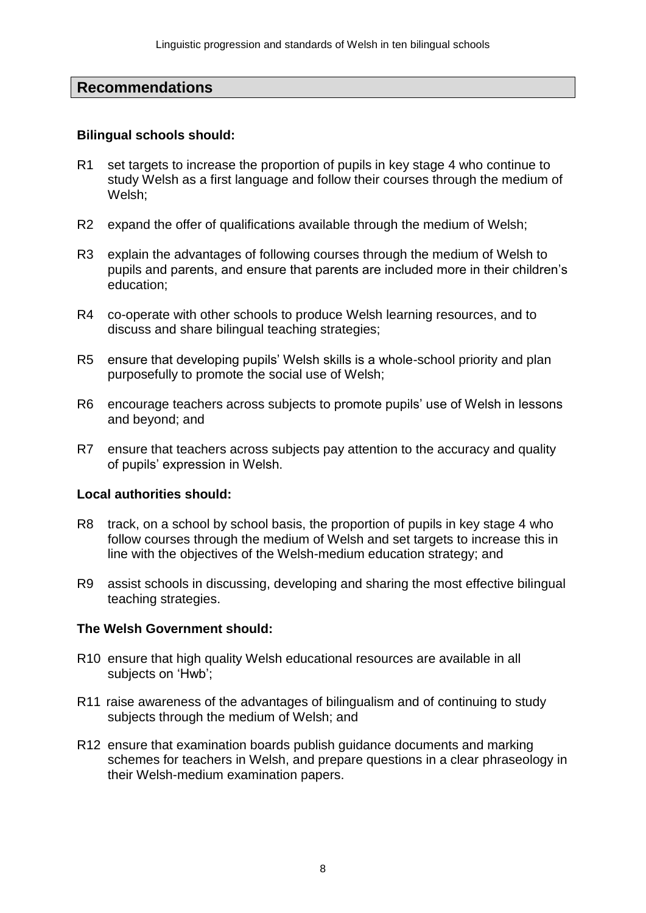## Recommendations

**Bilingual schools should:**

R1 set targets to increase the proportion of pupils in key stage 4 who continue to study Welsh as a first language and follow their courses through the medium of Welsh;

R2 expand the offer of qualifications available through the medium of Welsh;

R3 explain the advantages of following courses through the medium of Welsh to pupils and parents, and ensure that parents are included more in their children's education;

R4 co-operate with other schools to produce Welsh learning resources, and to discuss and share bilingual teaching strategies;

R5 ensure that developing pupils' Welsh skills is a whole-school priority and plan purposefully to promote the social use of Welsh;

R6 encourage teachers across subjects to promote pupils' use of Welsh in lessons and beyond; and

R7 ensure that teachers across subjects pay attention to the accuracy and quality of pupils' expression in Welsh.

**Local authorities should:**

R8 track, on a school by school basis, the proportion of pupils in key stage 4 who follow courses through the medium of Welsh and set targets to increase this in line with the objectives of the Welsh-medium education strategy; and

R9 assist schools in discussing, developing and sharing the most effective bilingual teaching strategies.

**The Welsh Government should:**

R10 ensure that high quality Welsh educational resources are available in all subjects on 'Hwb';

R11 raise awareness of the advantages of bilingualism and of continuing to study subjects through the medium of Welsh; and

R12 ensure that examination boards publish guidance documents and marking schemes for teachers in Welsh, and prepare questions in a clear phraseology in their Welsh-medium examination papers.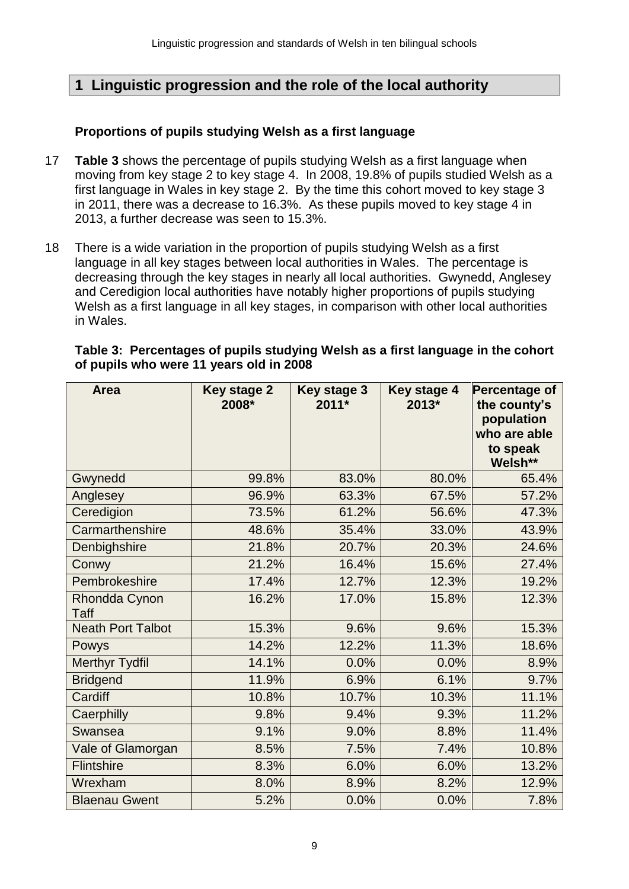## 1 Linguistic progression and the role of the local authority

### Proportions of pupils studying Welsh as a first language

17 **Table 3** shows the percentage of pupils studying Welsh as a first language when moving from key stage 2 to key stage 4. In 2008, 19.8% of pupils studied Welsh as a first language in Wales in key stage 2. By the time this cohort moved to key stage 3 in 2011, there was a decrease to 16.3%. As these pupils moved to key stage 4 in 2013, a further decrease was seen to 15.3%.

18 There is a wide variation in the proportion of pupils studying Welsh as a first language in all key stages between local authorities in Wales. The percentage is decreasing through the key stages in nearly all local authorities. Gwynedd, Anglesey and Ceredigion local authorities have notably higher proportions of pupils studying Welsh as a first language in all key stages, in comparison with other local authorities in Wales.

**Table 3: Percentages of pupils studying Welsh as a first language in the cohort of pupils who were 11 years old in 2008**

| Area | Key stage 2 2008* | Key stage 3 2011* | Key stage 4 2013* | Percentage of the county's population who are able to speak Welsh** |
|---|---|---|---|---|
| Gwynedd | 99.8% | 83.0% | 80.0% | 65.4% |
| Anglesey | 96.9% | 63.3% | 67.5% | 57.2% |
| Ceredigion | 73.5% | 61.2% | 56.6% | 47.3% |
| Carmarthenshire | 48.6% | 35.4% | 33.0% | 43.9% |
| Denbighshire | 21.8% | 20.7% | 20.3% | 24.6% |
| Conwy | 21.2% | 16.4% | 15.6% | 27.4% |
| Pembrokeshire | 17.4% | 12.7% | 12.3% | 19.2% |
| Rhondda Cynon Taff | 16.2% | 17.0% | 15.8% | 12.3% |
| Neath Port Talbot | 15.3% | 9.6% | 9.6% | 15.3% |
| Powys | 14.2% | 12.2% | 11.3% | 18.6% |
| Merthyr Tydfil | 14.1% | 0.0% | 0.0% | 8.9% |
| Bridgend | 11.9% | 6.9% | 6.1% | 9.7% |
| Cardiff | 10.8% | 10.7% | 10.3% | 11.1% |
| Caerphilly | 9.8% | 9.4% | 9.3% | 11.2% |
| Swansea | 9.1% | 9.0% | 8.8% | 11.4% |
| Vale of Glamorgan | 8.5% | 7.5% | 7.4% | 10.8% |
| Flintshire | 8.3% | 6.0% | 6.0% | 13.2% |
| Wrexham | 8.0% | 8.9% | 8.2% | 12.9% |
| Blaenau Gwent | 5.2% | 0.0% | 0.0% | 7.8% |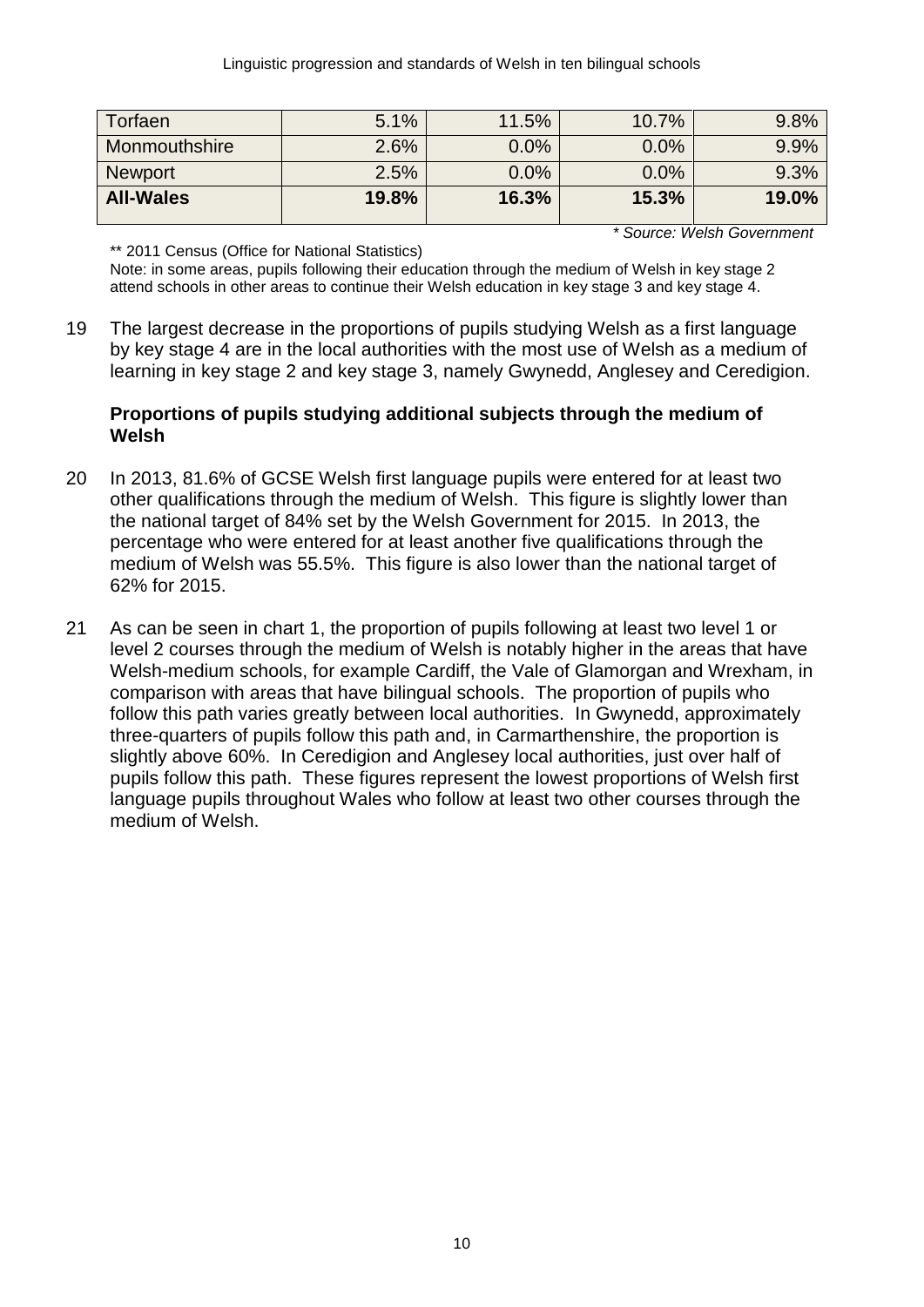| Torfaen | 5.1% | 11.5% | 10.7% | 9.8% |
|---|---|---|---|---|
| Monmouthshire | 2.6% | 0.0% | 0.0% | 9.9% |
| Newport | 2.5% | 0.0% | 0.0% | 9.3% |
| **All-Wales** | **19.8%** | **16.3%** | **15.3%** | **19.0%** |

*\* Source: Welsh Government*

** 2011 Census (Office for National Statistics)

Note: in some areas, pupils following their education through the medium of Welsh in key stage 2 attend schools in other areas to continue their Welsh education in key stage 3 and key stage 4.

19 The largest decrease in the proportions of pupils studying Welsh as a first language by key stage 4 are in the local authorities with the most use of Welsh as a medium of learning in key stage 2 and key stage 3, namely Gwynedd, Anglesey and Ceredigion.

**Proportions of pupils studying additional subjects through the medium of Welsh**

20 In 2013, 81.6% of GCSE Welsh first language pupils were entered for at least two other qualifications through the medium of Welsh. This figure is slightly lower than the national target of 84% set by the Welsh Government for 2015. In 2013, the percentage who were entered for at least another five qualifications through the medium of Welsh was 55.5%. This figure is also lower than the national target of 62% for 2015.

21 As can be seen in chart 1, the proportion of pupils following at least two level 1 or level 2 courses through the medium of Welsh is notably higher in the areas that have Welsh-medium schools, for example Cardiff, the Vale of Glamorgan and Wrexham, in comparison with areas that have bilingual schools. The proportion of pupils who follow this path varies greatly between local authorities. In Gwynedd, approximately three-quarters of pupils follow this path and, in Carmarthenshire, the proportion is slightly above 60%. In Ceredigion and Anglesey local authorities, just over half of pupils follow this path. These figures represent the lowest proportions of Welsh first language pupils throughout Wales who follow at least two other courses through the medium of Welsh.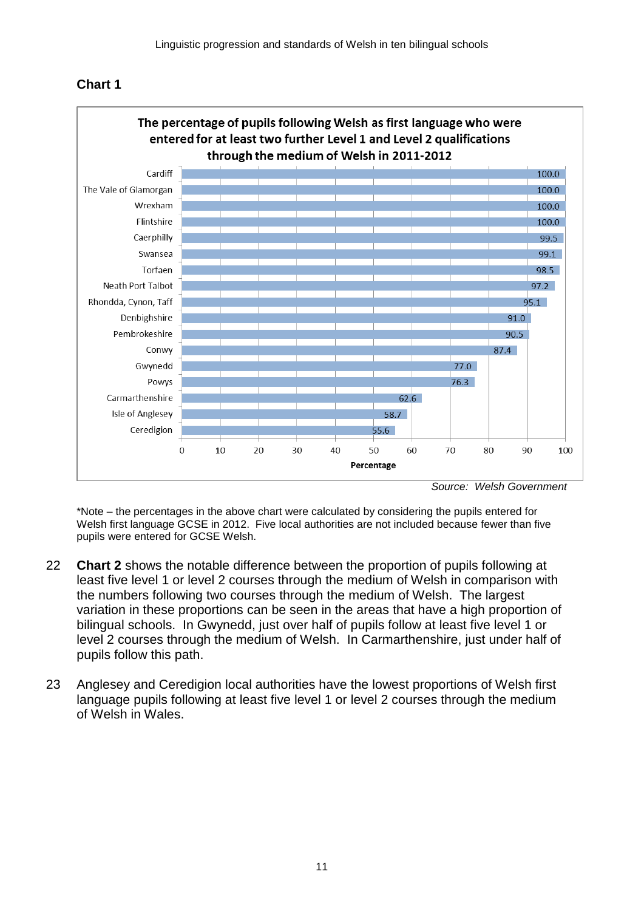## Chart 1

**The percentage of pupils following Welsh as first language who were entered for at least two further Level 1 and Level 2 qualifications through the medium of Welsh in 2011-2012**

| Local authority | Percentage |
|---|---|
| Cardiff | 100.0 |
| The Vale of Glamorgan | 100.0 |
| Wrexham | 100.0 |
| Flintshire | 100.0 |
| Caerphilly | 99.5 |
| Swansea | 99.1 |
| Torfaen | 98.5 |
| Neath Port Talbot | 97.2 |
| Rhondda, Cynon, Taff | 95.1 |
| Denbighshire | 91.0 |
| Pembrokeshire | 90.5 |
| Conwy | 87.4 |
| Gwynedd | 77.0 |
| Powys | 76.3 |
| Carmarthenshire | 62.6 |
| Isle of Anglesey | 58.7 |
| Ceredigion | 55.6 |

*Source: Welsh Government*

*Note – the percentages in the above chart were calculated by considering the pupils entered for Welsh first language GCSE in 2012. Five local authorities are not included because fewer than five pupils were entered for GCSE Welsh.

22 **Chart 2** shows the notable difference between the proportion of pupils following at least five level 1 or level 2 courses through the medium of Welsh in comparison with the numbers following two courses through the medium of Welsh. The largest variation in these proportions can be seen in the areas that have a high proportion of bilingual schools. In Gwynedd, just over half of pupils follow at least five level 1 or level 2 courses through the medium of Welsh. In Carmarthenshire, just under half of pupils follow this path.

23 Anglesey and Ceredigion local authorities have the lowest proportions of Welsh first language pupils following at least five level 1 or level 2 courses through the medium of Welsh in Wales.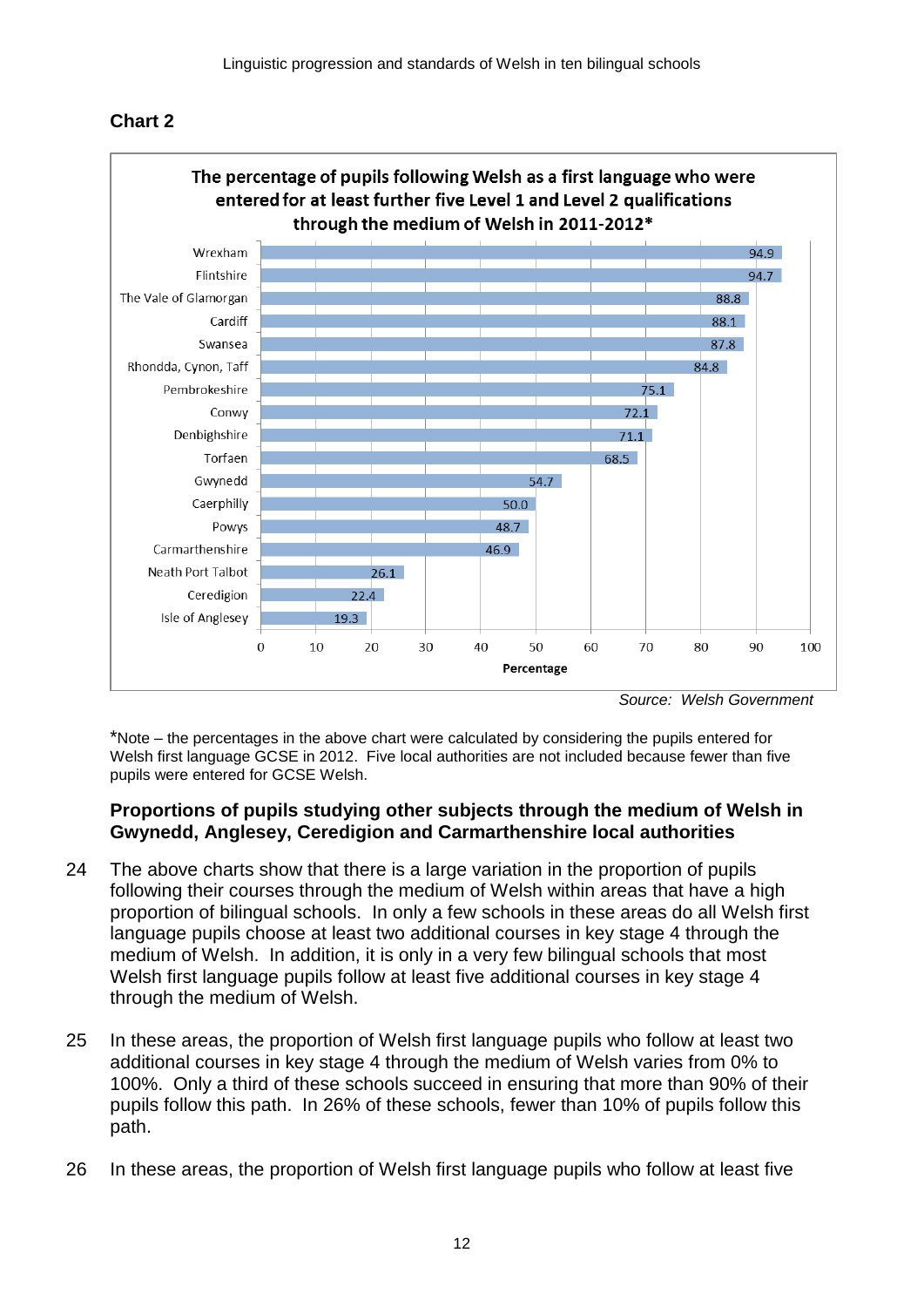## Chart 2

**The percentage of pupils following Welsh as a first language who were entered for at least further five Level 1 and Level 2 qualifications through the medium of Welsh in 2011-2012***

| Local authority | Percentage |
|---|---|
| Wrexham | 94.9 |
| Flintshire | 94.7 |
| The Vale of Glamorgan | 88.8 |
| Cardiff | 88.1 |
| Swansea | 87.8 |
| Rhondda, Cynon, Taff | 84.8 |
| Pembrokeshire | 75.1 |
| Conwy | 72.1 |
| Denbighshire | 71.1 |
| Torfaen | 68.5 |
| Gwynedd | 54.7 |
| Caerphilly | 50.0 |
| Powys | 48.7 |
| Carmarthenshire | 46.9 |
| Neath Port Talbot | 26.1 |
| Ceredigion | 22.4 |
| Isle of Anglesey | 19.3 |

*Source: Welsh Government*

*Note – the percentages in the above chart were calculated by considering the pupils entered for Welsh first language GCSE in 2012. Five local authorities are not included because fewer than five pupils were entered for GCSE Welsh.

### Proportions of pupils studying other subjects through the medium of Welsh in Gwynedd, Anglesey, Ceredigion and Carmarthenshire local authorities

24 The above charts show that there is a large variation in the proportion of pupils following their courses through the medium of Welsh within areas that have a high proportion of bilingual schools. In only a few schools in these areas do all Welsh first language pupils choose at least two additional courses in key stage 4 through the medium of Welsh. In addition, it is only in a very few bilingual schools that most Welsh first language pupils follow at least five additional courses in key stage 4 through the medium of Welsh.

25 In these areas, the proportion of Welsh first language pupils who follow at least two additional courses in key stage 4 through the medium of Welsh varies from 0% to 100%. Only a third of these schools succeed in ensuring that more than 90% of their pupils follow this path. In 26% of these schools, fewer than 10% of pupils follow this path.

26 In these areas, the proportion of Welsh first language pupils who follow at least five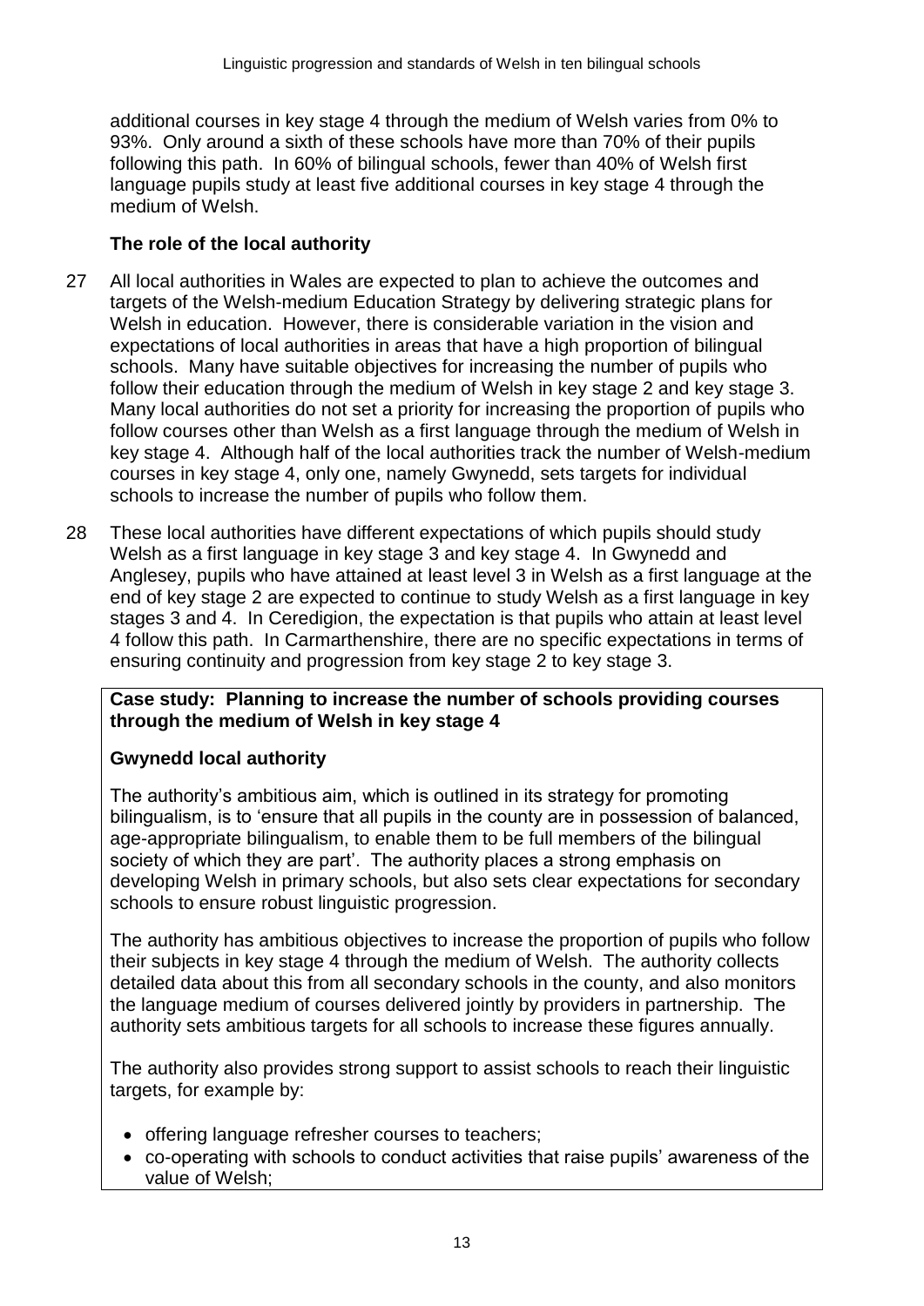additional courses in key stage 4 through the medium of Welsh varies from 0% to 93%. Only around a sixth of these schools have more than 70% of their pupils following this path. In 60% of bilingual schools, fewer than 40% of Welsh first language pupils study at least five additional courses in key stage 4 through the medium of Welsh.

### The role of the local authority

27 All local authorities in Wales are expected to plan to achieve the outcomes and targets of the Welsh-medium Education Strategy by delivering strategic plans for Welsh in education. However, there is considerable variation in the vision and expectations of local authorities in areas that have a high proportion of bilingual schools. Many have suitable objectives for increasing the number of pupils who follow their education through the medium of Welsh in key stage 2 and key stage 3. Many local authorities do not set a priority for increasing the proportion of pupils who follow courses other than Welsh as a first language through the medium of Welsh in key stage 4. Although half of the local authorities track the number of Welsh-medium courses in key stage 4, only one, namely Gwynedd, sets targets for individual schools to increase the number of pupils who follow them.

28 These local authorities have different expectations of which pupils should study Welsh as a first language in key stage 3 and key stage 4. In Gwynedd and Anglesey, pupils who have attained at least level 3 in Welsh as a first language at the end of key stage 2 are expected to continue to study Welsh as a first language in key stages 3 and 4. In Ceredigion, the expectation is that pupils who attain at least level 4 follow this path. In Carmarthenshire, there are no specific expectations in terms of ensuring continuity and progression from key stage 2 to key stage 3.

**Case study: Planning to increase the number of schools providing courses through the medium of Welsh in key stage 4**

**Gwynedd local authority**

The authority's ambitious aim, which is outlined in its strategy for promoting bilingualism, is to 'ensure that all pupils in the county are in possession of balanced, age-appropriate bilingualism, to enable them to be full members of the bilingual society of which they are part'. The authority places a strong emphasis on developing Welsh in primary schools, but also sets clear expectations for secondary schools to ensure robust linguistic progression.

The authority has ambitious objectives to increase the proportion of pupils who follow their subjects in key stage 4 through the medium of Welsh. The authority collects detailed data about this from all secondary schools in the county, and also monitors the language medium of courses delivered jointly by providers in partnership. The authority sets ambitious targets for all schools to increase these figures annually.

The authority also provides strong support to assist schools to reach their linguistic targets, for example by:

- offering language refresher courses to teachers;
- co-operating with schools to conduct activities that raise pupils' awareness of the value of Welsh;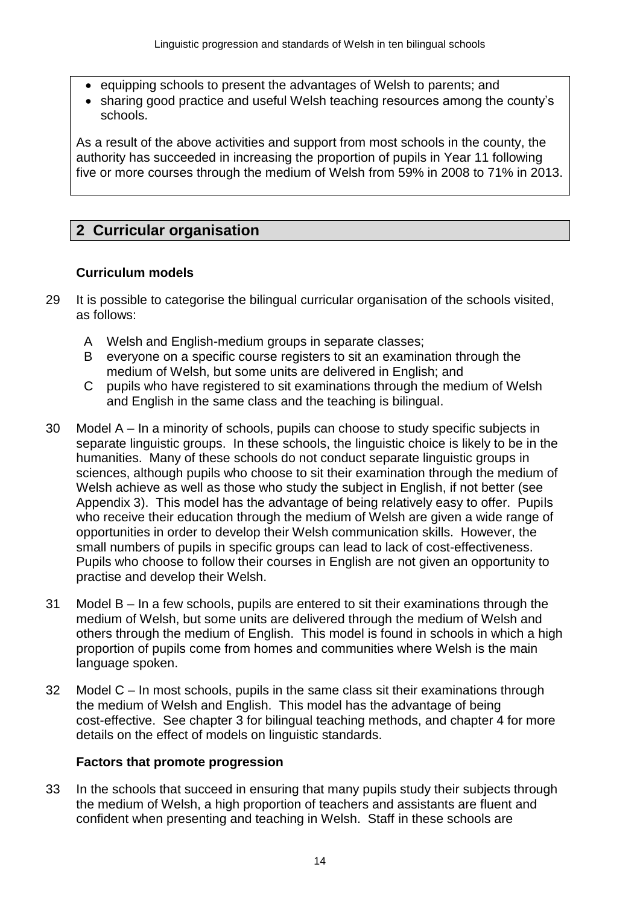- equipping schools to present the advantages of Welsh to parents; and
- sharing good practice and useful Welsh teaching resources among the county's schools.

As a result of the above activities and support from most schools in the county, the authority has succeeded in increasing the proportion of pupils in Year 11 following five or more courses through the medium of Welsh from 59% in 2008 to 71% in 2013.

## 2 Curricular organisation

### Curriculum models

29 It is possible to categorise the bilingual curricular organisation of the schools visited, as follows:

A Welsh and English-medium groups in separate classes;
B everyone on a specific course registers to sit an examination through the medium of Welsh, but some units are delivered in English; and
C pupils who have registered to sit examinations through the medium of Welsh and English in the same class and the teaching is bilingual.

30 Model A – In a minority of schools, pupils can choose to study specific subjects in separate linguistic groups. In these schools, the linguistic choice is likely to be in the humanities. Many of these schools do not conduct separate linguistic groups in sciences, although pupils who choose to sit their examination through the medium of Welsh achieve as well as those who study the subject in English, if not better (see Appendix 3). This model has the advantage of being relatively easy to offer. Pupils who receive their education through the medium of Welsh are given a wide range of opportunities in order to develop their Welsh communication skills. However, the small numbers of pupils in specific groups can lead to lack of cost-effectiveness. Pupils who choose to follow their courses in English are not given an opportunity to practise and develop their Welsh.

31 Model B – In a few schools, pupils are entered to sit their examinations through the medium of Welsh, but some units are delivered through the medium of Welsh and others through the medium of English. This model is found in schools in which a high proportion of pupils come from homes and communities where Welsh is the main language spoken.

32 Model C – In most schools, pupils in the same class sit their examinations through the medium of Welsh and English. This model has the advantage of being cost-effective. See chapter 3 for bilingual teaching methods, and chapter 4 for more details on the effect of models on linguistic standards.

### Factors that promote progression

33 In the schools that succeed in ensuring that many pupils study their subjects through the medium of Welsh, a high proportion of teachers and assistants are fluent and confident when presenting and teaching in Welsh. Staff in these schools are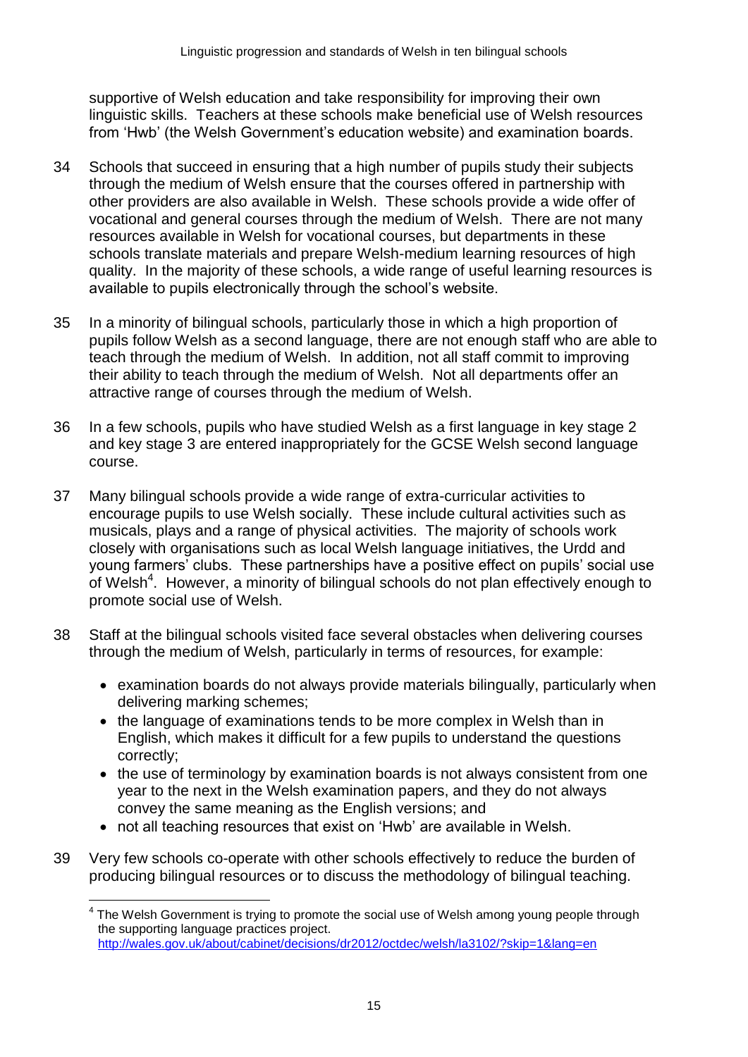supportive of Welsh education and take responsibility for improving their own linguistic skills. Teachers at these schools make beneficial use of Welsh resources from 'Hwb' (the Welsh Government's education website) and examination boards.

34 Schools that succeed in ensuring that a high number of pupils study their subjects through the medium of Welsh ensure that the courses offered in partnership with other providers are also available in Welsh. These schools provide a wide offer of vocational and general courses through the medium of Welsh. There are not many resources available in Welsh for vocational courses, but departments in these schools translate materials and prepare Welsh-medium learning resources of high quality. In the majority of these schools, a wide range of useful learning resources is available to pupils electronically through the school's website.

35 In a minority of bilingual schools, particularly those in which a high proportion of pupils follow Welsh as a second language, there are not enough staff who are able to teach through the medium of Welsh. In addition, not all staff commit to improving their ability to teach through the medium of Welsh. Not all departments offer an attractive range of courses through the medium of Welsh.

36 In a few schools, pupils who have studied Welsh as a first language in key stage 2 and key stage 3 are entered inappropriately for the GCSE Welsh second language course.

37 Many bilingual schools provide a wide range of extra-curricular activities to encourage pupils to use Welsh socially. These include cultural activities such as musicals, plays and a range of physical activities. The majority of schools work closely with organisations such as local Welsh language initiatives, the Urdd and young farmers' clubs. These partnerships have a positive effect on pupils' social use of Welsh[4]. However, a minority of bilingual schools do not plan effectively enough to promote social use of Welsh.

38 Staff at the bilingual schools visited face several obstacles when delivering courses through the medium of Welsh, particularly in terms of resources, for example:

- examination boards do not always provide materials bilingually, particularly when delivering marking schemes;
- the language of examinations tends to be more complex in Welsh than in English, which makes it difficult for a few pupils to understand the questions correctly;
- the use of terminology by examination boards is not always consistent from one year to the next in the Welsh examination papers, and they do not always convey the same meaning as the English versions; and
- not all teaching resources that exist on 'Hwb' are available in Welsh.

39 Very few schools co-operate with other schools effectively to reduce the burden of producing bilingual resources or to discuss the methodology of bilingual teaching.

---

[4] The Welsh Government is trying to promote the social use of Welsh among young people through the supporting language practices project.
http://wales.gov.uk/about/cabinet/decisions/dr2012/octdec/welsh/la3102/?skip=1&lang=en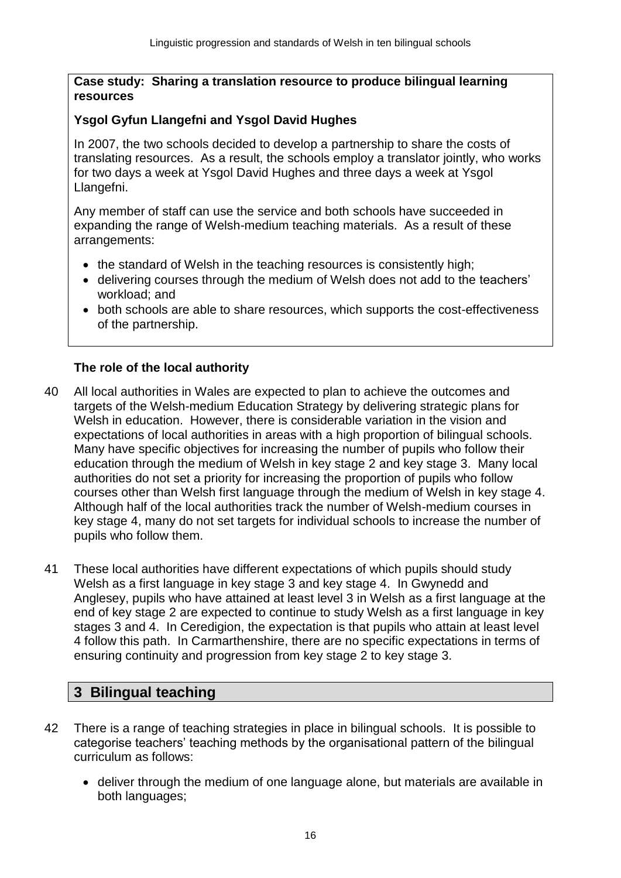**Case study: Sharing a translation resource to produce bilingual learning resources**

**Ysgol Gyfun Llangefni and Ysgol David Hughes**

In 2007, the two schools decided to develop a partnership to share the costs of translating resources. As a result, the schools employ a translator jointly, who works for two days a week at Ysgol David Hughes and three days a week at Ysgol Llangefni.

Any member of staff can use the service and both schools have succeeded in expanding the range of Welsh-medium teaching materials. As a result of these arrangements:

- the standard of Welsh in the teaching resources is consistently high;
- delivering courses through the medium of Welsh does not add to the teachers' workload; and
- both schools are able to share resources, which supports the cost-effectiveness of the partnership.

### The role of the local authority

40 All local authorities in Wales are expected to plan to achieve the outcomes and targets of the Welsh-medium Education Strategy by delivering strategic plans for Welsh in education. However, there is considerable variation in the vision and expectations of local authorities in areas with a high proportion of bilingual schools. Many have specific objectives for increasing the number of pupils who follow their education through the medium of Welsh in key stage 2 and key stage 3. Many local authorities do not set a priority for increasing the proportion of pupils who follow courses other than Welsh first language through the medium of Welsh in key stage 4. Although half of the local authorities track the number of Welsh-medium courses in key stage 4, many do not set targets for individual schools to increase the number of pupils who follow them.

41 These local authorities have different expectations of which pupils should study Welsh as a first language in key stage 3 and key stage 4. In Gwynedd and Anglesey, pupils who have attained at least level 3 in Welsh as a first language at the end of key stage 2 are expected to continue to study Welsh as a first language in key stages 3 and 4. In Ceredigion, the expectation is that pupils who attain at least level 4 follow this path. In Carmarthenshire, there are no specific expectations in terms of ensuring continuity and progression from key stage 2 to key stage 3.

## 3 Bilingual teaching

42 There is a range of teaching strategies in place in bilingual schools. It is possible to categorise teachers' teaching methods by the organisational pattern of the bilingual curriculum as follows:

- deliver through the medium of one language alone, but materials are available in both languages;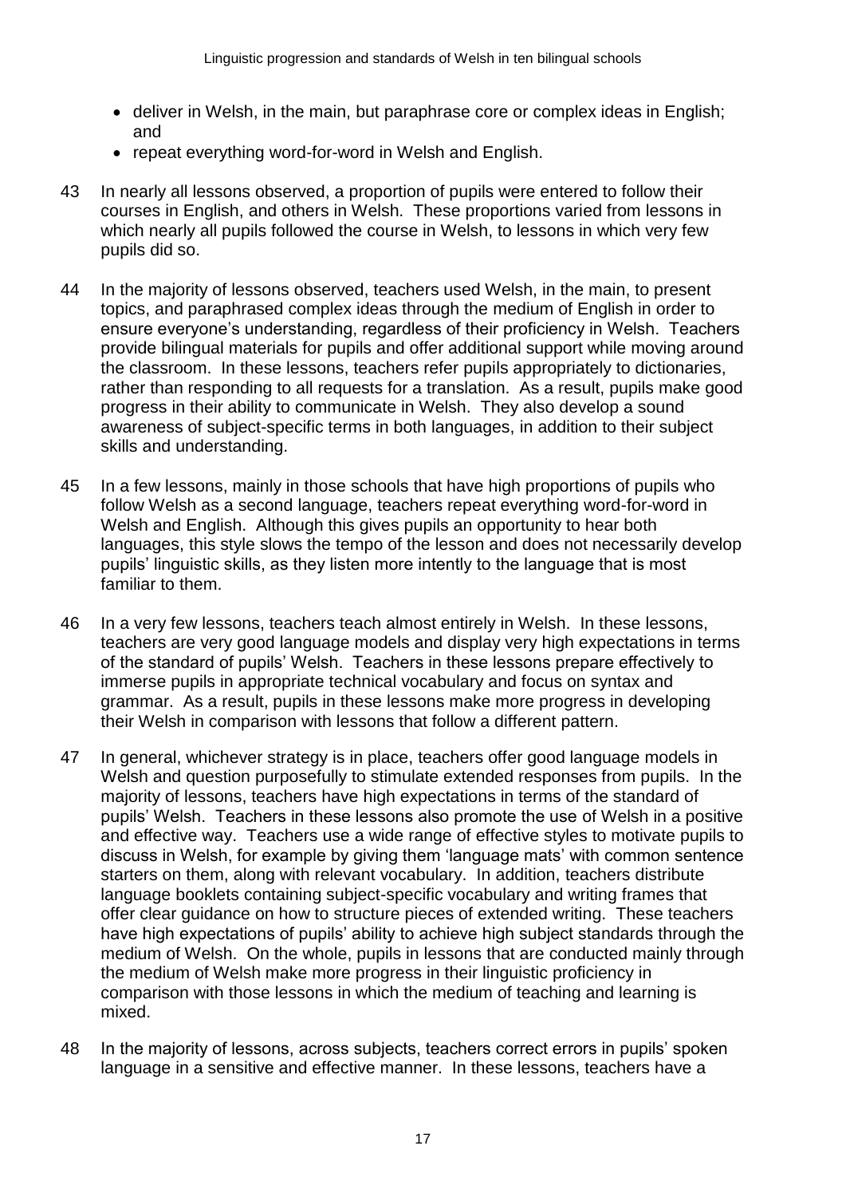- deliver in Welsh, in the main, but paraphrase core or complex ideas in English; and
- repeat everything word-for-word in Welsh and English.

43 In nearly all lessons observed, a proportion of pupils were entered to follow their courses in English, and others in Welsh. These proportions varied from lessons in which nearly all pupils followed the course in Welsh, to lessons in which very few pupils did so.

44 In the majority of lessons observed, teachers used Welsh, in the main, to present topics, and paraphrased complex ideas through the medium of English in order to ensure everyone's understanding, regardless of their proficiency in Welsh. Teachers provide bilingual materials for pupils and offer additional support while moving around the classroom. In these lessons, teachers refer pupils appropriately to dictionaries, rather than responding to all requests for a translation. As a result, pupils make good progress in their ability to communicate in Welsh. They also develop a sound awareness of subject-specific terms in both languages, in addition to their subject skills and understanding.

45 In a few lessons, mainly in those schools that have high proportions of pupils who follow Welsh as a second language, teachers repeat everything word-for-word in Welsh and English. Although this gives pupils an opportunity to hear both languages, this style slows the tempo of the lesson and does not necessarily develop pupils' linguistic skills, as they listen more intently to the language that is most familiar to them.

46 In a very few lessons, teachers teach almost entirely in Welsh. In these lessons, teachers are very good language models and display very high expectations in terms of the standard of pupils' Welsh. Teachers in these lessons prepare effectively to immerse pupils in appropriate technical vocabulary and focus on syntax and grammar. As a result, pupils in these lessons make more progress in developing their Welsh in comparison with lessons that follow a different pattern.

47 In general, whichever strategy is in place, teachers offer good language models in Welsh and question purposefully to stimulate extended responses from pupils. In the majority of lessons, teachers have high expectations in terms of the standard of pupils' Welsh. Teachers in these lessons also promote the use of Welsh in a positive and effective way. Teachers use a wide range of effective styles to motivate pupils to discuss in Welsh, for example by giving them 'language mats' with common sentence starters on them, along with relevant vocabulary. In addition, teachers distribute language booklets containing subject-specific vocabulary and writing frames that offer clear guidance on how to structure pieces of extended writing. These teachers have high expectations of pupils' ability to achieve high subject standards through the medium of Welsh. On the whole, pupils in lessons that are conducted mainly through the medium of Welsh make more progress in their linguistic proficiency in comparison with those lessons in which the medium of teaching and learning is mixed.

48 In the majority of lessons, across subjects, teachers correct errors in pupils' spoken language in a sensitive and effective manner. In these lessons, teachers have a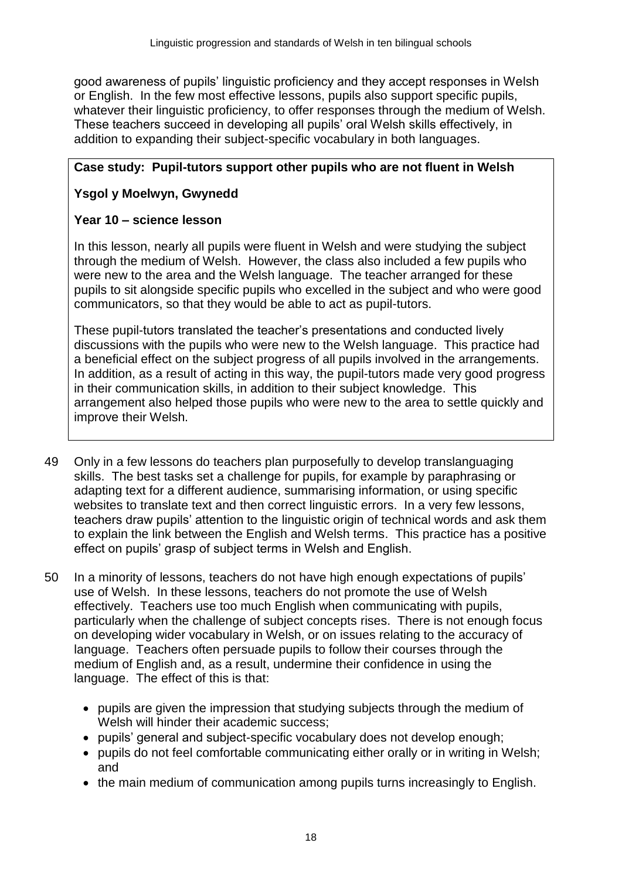good awareness of pupils' linguistic proficiency and they accept responses in Welsh or English. In the few most effective lessons, pupils also support specific pupils, whatever their linguistic proficiency, to offer responses through the medium of Welsh. These teachers succeed in developing all pupils' oral Welsh skills effectively, in addition to expanding their subject-specific vocabulary in both languages.

**Case study: Pupil-tutors support other pupils who are not fluent in Welsh**

**Ysgol y Moelwyn, Gwynedd**

**Year 10 – science lesson**

In this lesson, nearly all pupils were fluent in Welsh and were studying the subject through the medium of Welsh. However, the class also included a few pupils who were new to the area and the Welsh language. The teacher arranged for these pupils to sit alongside specific pupils who excelled in the subject and who were good communicators, so that they would be able to act as pupil-tutors.

These pupil-tutors translated the teacher's presentations and conducted lively discussions with the pupils who were new to the Welsh language. This practice had a beneficial effect on the subject progress of all pupils involved in the arrangements. In addition, as a result of acting in this way, the pupil-tutors made very good progress in their communication skills, in addition to their subject knowledge. This arrangement also helped those pupils who were new to the area to settle quickly and improve their Welsh.

49 Only in a few lessons do teachers plan purposefully to develop translanguaging skills. The best tasks set a challenge for pupils, for example by paraphrasing or adapting text for a different audience, summarising information, or using specific websites to translate text and then correct linguistic errors. In a very few lessons, teachers draw pupils' attention to the linguistic origin of technical words and ask them to explain the link between the English and Welsh terms. This practice has a positive effect on pupils' grasp of subject terms in Welsh and English.

50 In a minority of lessons, teachers do not have high enough expectations of pupils' use of Welsh. In these lessons, teachers do not promote the use of Welsh effectively. Teachers use too much English when communicating with pupils, particularly when the challenge of subject concepts rises. There is not enough focus on developing wider vocabulary in Welsh, or on issues relating to the accuracy of language. Teachers often persuade pupils to follow their courses through the medium of English and, as a result, undermine their confidence in using the language. The effect of this is that:

- pupils are given the impression that studying subjects through the medium of Welsh will hinder their academic success;
- pupils' general and subject-specific vocabulary does not develop enough;
- pupils do not feel comfortable communicating either orally or in writing in Welsh; and
- the main medium of communication among pupils turns increasingly to English.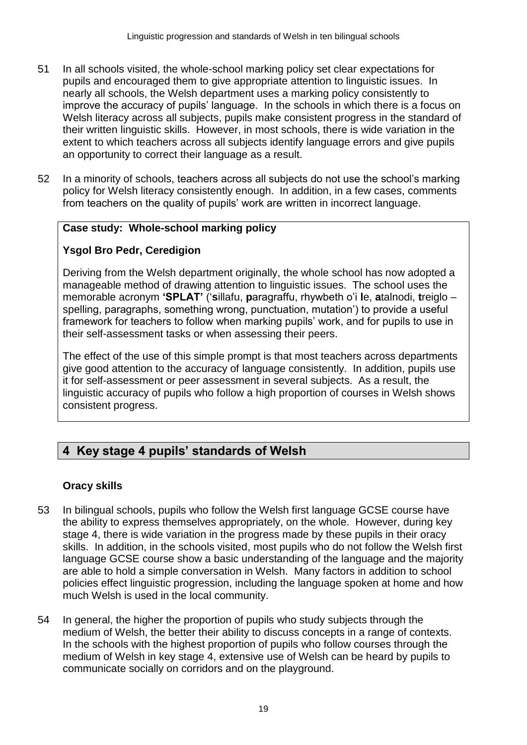51 In all schools visited, the whole-school marking policy set clear expectations for pupils and encouraged them to give appropriate attention to linguistic issues. In nearly all schools, the Welsh department uses a marking policy consistently to improve the accuracy of pupils' language. In the schools in which there is a focus on Welsh literacy across all subjects, pupils make consistent progress in the standard of their written linguistic skills. However, in most schools, there is wide variation in the extent to which teachers across all subjects identify language errors and give pupils an opportunity to correct their language as a result.

52 In a minority of schools, teachers across all subjects do not use the school's marking policy for Welsh literacy consistently enough. In addition, in a few cases, comments from teachers on the quality of pupils' work are written in incorrect language.

**Case study: Whole-school marking policy**

**Ysgol Bro Pedr, Ceredigion**

Deriving from the Welsh department originally, the whole school has now adopted a manageable method of drawing attention to linguistic issues. The school uses the memorable acronym **'SPLAT'** ('**s**illafu, **p**aragraffu, rhywbeth o'i **l**e, **a**talnodi, **t**reiglo – spelling, paragraphs, something wrong, punctuation, mutation') to provide a useful framework for teachers to follow when marking pupils' work, and for pupils to use in their self-assessment tasks or when assessing their peers.

The effect of the use of this simple prompt is that most teachers across departments give good attention to the accuracy of language consistently. In addition, pupils use it for self-assessment or peer assessment in several subjects. As a result, the linguistic accuracy of pupils who follow a high proportion of courses in Welsh shows consistent progress.

## 4 Key stage 4 pupils' standards of Welsh

### Oracy skills

53 In bilingual schools, pupils who follow the Welsh first language GCSE course have the ability to express themselves appropriately, on the whole. However, during key stage 4, there is wide variation in the progress made by these pupils in their oracy skills. In addition, in the schools visited, most pupils who do not follow the Welsh first language GCSE course show a basic understanding of the language and the majority are able to hold a simple conversation in Welsh. Many factors in addition to school policies effect linguistic progression, including the language spoken at home and how much Welsh is used in the local community.

54 In general, the higher the proportion of pupils who study subjects through the medium of Welsh, the better their ability to discuss concepts in a range of contexts. In the schools with the highest proportion of pupils who follow courses through the medium of Welsh in key stage 4, extensive use of Welsh can be heard by pupils to communicate socially on corridors and on the playground.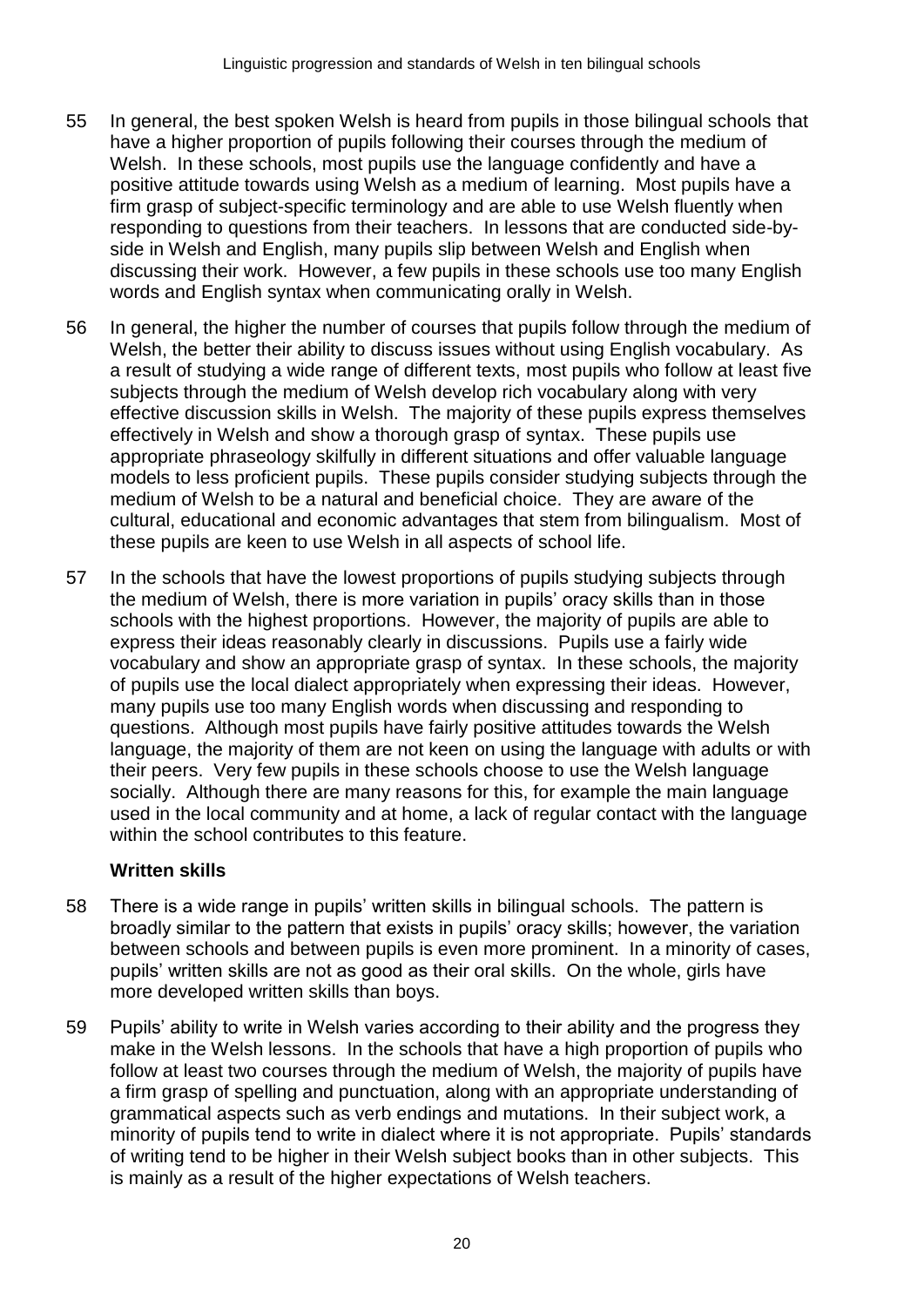55 In general, the best spoken Welsh is heard from pupils in those bilingual schools that have a higher proportion of pupils following their courses through the medium of Welsh. In these schools, most pupils use the language confidently and have a positive attitude towards using Welsh as a medium of learning. Most pupils have a firm grasp of subject-specific terminology and are able to use Welsh fluently when responding to questions from their teachers. In lessons that are conducted side-by-side in Welsh and English, many pupils slip between Welsh and English when discussing their work. However, a few pupils in these schools use too many English words and English syntax when communicating orally in Welsh.

56 In general, the higher the number of courses that pupils follow through the medium of Welsh, the better their ability to discuss issues without using English vocabulary. As a result of studying a wide range of different texts, most pupils who follow at least five subjects through the medium of Welsh develop rich vocabulary along with very effective discussion skills in Welsh. The majority of these pupils express themselves effectively in Welsh and show a thorough grasp of syntax. These pupils use appropriate phraseology skilfully in different situations and offer valuable language models to less proficient pupils. These pupils consider studying subjects through the medium of Welsh to be a natural and beneficial choice. They are aware of the cultural, educational and economic advantages that stem from bilingualism. Most of these pupils are keen to use Welsh in all aspects of school life.

57 In the schools that have the lowest proportions of pupils studying subjects through the medium of Welsh, there is more variation in pupils' oracy skills than in those schools with the highest proportions. However, the majority of pupils are able to express their ideas reasonably clearly in discussions. Pupils use a fairly wide vocabulary and show an appropriate grasp of syntax. In these schools, the majority of pupils use the local dialect appropriately when expressing their ideas. However, many pupils use too many English words when discussing and responding to questions. Although most pupils have fairly positive attitudes towards the Welsh language, the majority of them are not keen on using the language with adults or with their peers. Very few pupils in these schools choose to use the Welsh language socially. Although there are many reasons for this, for example the main language used in the local community and at home, a lack of regular contact with the language within the school contributes to this feature.

**Written skills**

58 There is a wide range in pupils' written skills in bilingual schools. The pattern is broadly similar to the pattern that exists in pupils' oracy skills; however, the variation between schools and between pupils is even more prominent. In a minority of cases, pupils' written skills are not as good as their oral skills. On the whole, girls have more developed written skills than boys.

59 Pupils' ability to write in Welsh varies according to their ability and the progress they make in the Welsh lessons. In the schools that have a high proportion of pupils who follow at least two courses through the medium of Welsh, the majority of pupils have a firm grasp of spelling and punctuation, along with an appropriate understanding of grammatical aspects such as verb endings and mutations. In their subject work, a minority of pupils tend to write in dialect where it is not appropriate. Pupils' standards of writing tend to be higher in their Welsh subject books than in other subjects. This is mainly as a result of the higher expectations of Welsh teachers.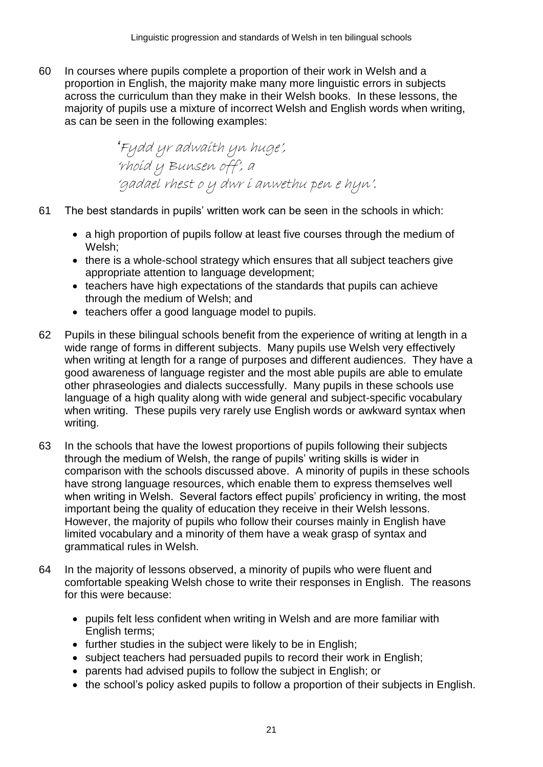60 In courses where pupils complete a proportion of their work in Welsh and a proportion in English, the majority make many more linguistic errors in subjects across the curriculum than they make in their Welsh books. In these lessons, the majority of pupils use a mixture of incorrect Welsh and English words when writing, as can be seen in the following examples:

> 'Fydd yr adwaith yn huge',
> 'rhoid y Bunsen off', a
> 'gadael rhest o y dwr i anwethu pen e hyn'.

61 The best standards in pupils' written work can be seen in the schools in which:

- a high proportion of pupils follow at least five courses through the medium of Welsh;
- there is a whole-school strategy which ensures that all subject teachers give appropriate attention to language development;
- teachers have high expectations of the standards that pupils can achieve through the medium of Welsh; and
- teachers offer a good language model to pupils.

62 Pupils in these bilingual schools benefit from the experience of writing at length in a wide range of forms in different subjects. Many pupils use Welsh very effectively when writing at length for a range of purposes and different audiences. They have a good awareness of language register and the most able pupils are able to emulate other phraseologies and dialects successfully. Many pupils in these schools use language of a high quality along with wide general and subject-specific vocabulary when writing. These pupils very rarely use English words or awkward syntax when writing.

63 In the schools that have the lowest proportions of pupils following their subjects through the medium of Welsh, the range of pupils' writing skills is wider in comparison with the schools discussed above. A minority of pupils in these schools have strong language resources, which enable them to express themselves well when writing in Welsh. Several factors effect pupils' proficiency in writing, the most important being the quality of education they receive in their Welsh lessons. However, the majority of pupils who follow their courses mainly in English have limited vocabulary and a minority of them have a weak grasp of syntax and grammatical rules in Welsh.

64 In the majority of lessons observed, a minority of pupils who were fluent and comfortable speaking Welsh chose to write their responses in English. The reasons for this were because:

- pupils felt less confident when writing in Welsh and are more familiar with English terms;
- further studies in the subject were likely to be in English;
- subject teachers had persuaded pupils to record their work in English;
- parents had advised pupils to follow the subject in English; or
- the school's policy asked pupils to follow a proportion of their subjects in English.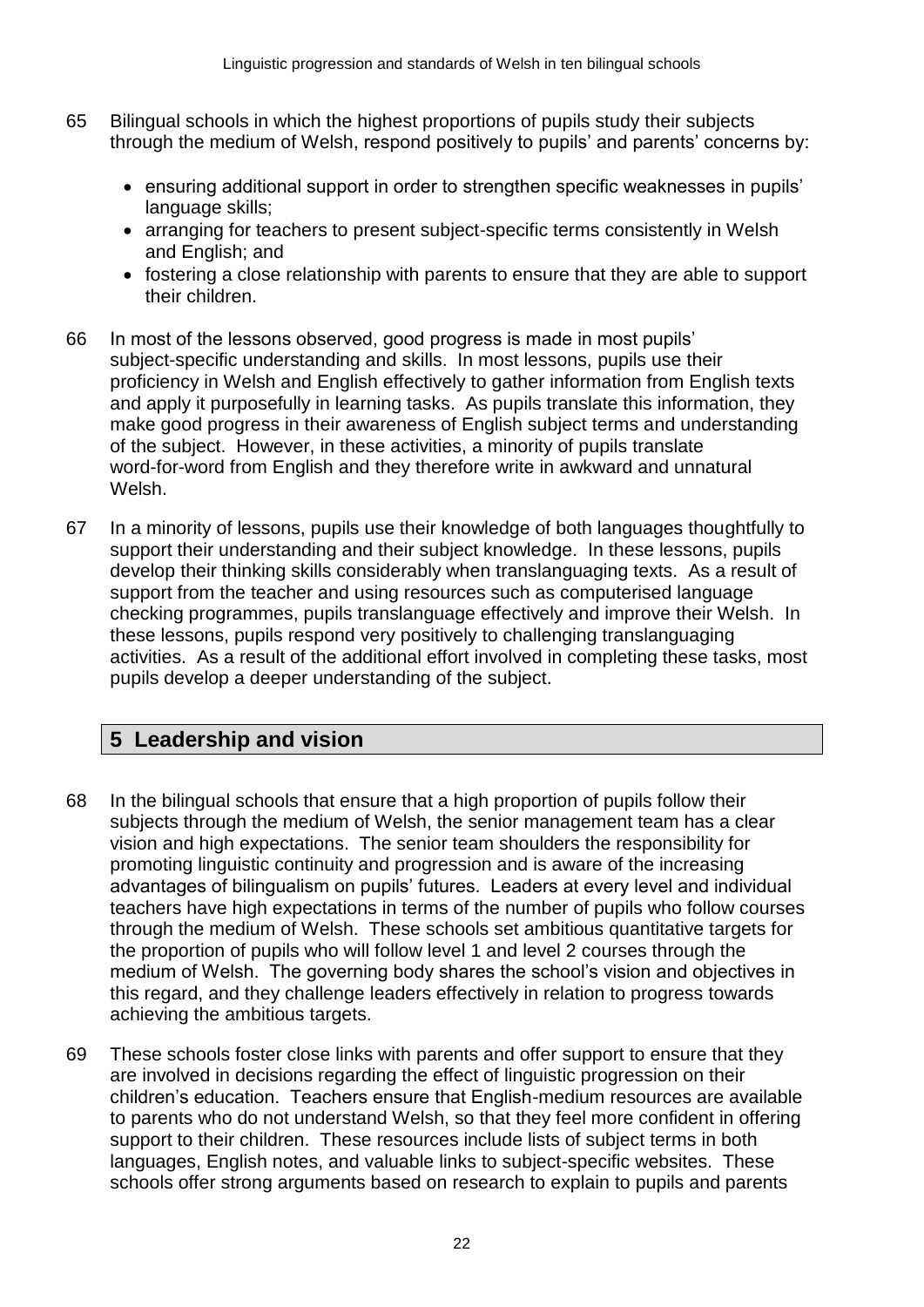65 Bilingual schools in which the highest proportions of pupils study their subjects through the medium of Welsh, respond positively to pupils' and parents' concerns by:

- ensuring additional support in order to strengthen specific weaknesses in pupils' language skills;
- arranging for teachers to present subject-specific terms consistently in Welsh and English; and
- fostering a close relationship with parents to ensure that they are able to support their children.

66 In most of the lessons observed, good progress is made in most pupils' subject-specific understanding and skills. In most lessons, pupils use their proficiency in Welsh and English effectively to gather information from English texts and apply it purposefully in learning tasks. As pupils translate this information, they make good progress in their awareness of English subject terms and understanding of the subject. However, in these activities, a minority of pupils translate word-for-word from English and they therefore write in awkward and unnatural Welsh.

67 In a minority of lessons, pupils use their knowledge of both languages thoughtfully to support their understanding and their subject knowledge. In these lessons, pupils develop their thinking skills considerably when translanguaging texts. As a result of support from the teacher and using resources such as computerised language checking programmes, pupils translanguage effectively and improve their Welsh. In these lessons, pupils respond very positively to challenging translanguaging activities. As a result of the additional effort involved in completing these tasks, most pupils develop a deeper understanding of the subject.

## 5 Leadership and vision

68 In the bilingual schools that ensure that a high proportion of pupils follow their subjects through the medium of Welsh, the senior management team has a clear vision and high expectations. The senior team shoulders the responsibility for promoting linguistic continuity and progression and is aware of the increasing advantages of bilingualism on pupils' futures. Leaders at every level and individual teachers have high expectations in terms of the number of pupils who follow courses through the medium of Welsh. These schools set ambitious quantitative targets for the proportion of pupils who will follow level 1 and level 2 courses through the medium of Welsh. The governing body shares the school's vision and objectives in this regard, and they challenge leaders effectively in relation to progress towards achieving the ambitious targets.

69 These schools foster close links with parents and offer support to ensure that they are involved in decisions regarding the effect of linguistic progression on their children's education. Teachers ensure that English-medium resources are available to parents who do not understand Welsh, so that they feel more confident in offering support to their children. These resources include lists of subject terms in both languages, English notes, and valuable links to subject-specific websites. These schools offer strong arguments based on research to explain to pupils and parents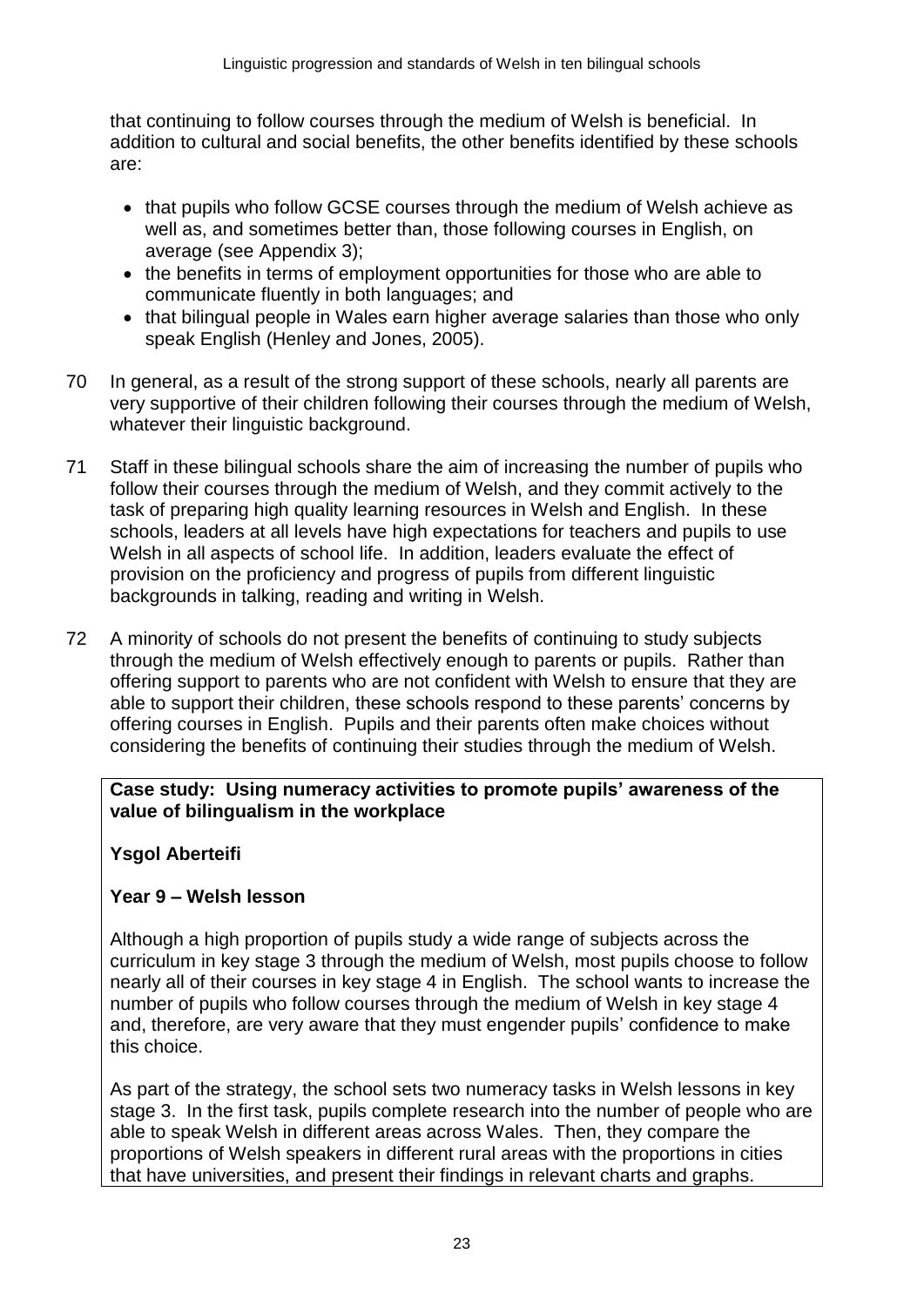that continuing to follow courses through the medium of Welsh is beneficial. In addition to cultural and social benefits, the other benefits identified by these schools are:

- that pupils who follow GCSE courses through the medium of Welsh achieve as well as, and sometimes better than, those following courses in English, on average (see Appendix 3);
- the benefits in terms of employment opportunities for those who are able to communicate fluently in both languages; and
- that bilingual people in Wales earn higher average salaries than those who only speak English (Henley and Jones, 2005).

70 In general, as a result of the strong support of these schools, nearly all parents are very supportive of their children following their courses through the medium of Welsh, whatever their linguistic background.

71 Staff in these bilingual schools share the aim of increasing the number of pupils who follow their courses through the medium of Welsh, and they commit actively to the task of preparing high quality learning resources in Welsh and English. In these schools, leaders at all levels have high expectations for teachers and pupils to use Welsh in all aspects of school life. In addition, leaders evaluate the effect of provision on the proficiency and progress of pupils from different linguistic backgrounds in talking, reading and writing in Welsh.

72 A minority of schools do not present the benefits of continuing to study subjects through the medium of Welsh effectively enough to parents or pupils. Rather than offering support to parents who are not confident with Welsh to ensure that they are able to support their children, these schools respond to these parents' concerns by offering courses in English. Pupils and their parents often make choices without considering the benefits of continuing their studies through the medium of Welsh.

**Case study: Using numeracy activities to promote pupils' awareness of the value of bilingualism in the workplace**

**Ysgol Aberteifi**

**Year 9 – Welsh lesson**

Although a high proportion of pupils study a wide range of subjects across the curriculum in key stage 3 through the medium of Welsh, most pupils choose to follow nearly all of their courses in key stage 4 in English. The school wants to increase the number of pupils who follow courses through the medium of Welsh in key stage 4 and, therefore, are very aware that they must engender pupils' confidence to make this choice.

As part of the strategy, the school sets two numeracy tasks in Welsh lessons in key stage 3. In the first task, pupils complete research into the number of people who are able to speak Welsh in different areas across Wales. Then, they compare the proportions of Welsh speakers in different rural areas with the proportions in cities that have universities, and present their findings in relevant charts and graphs.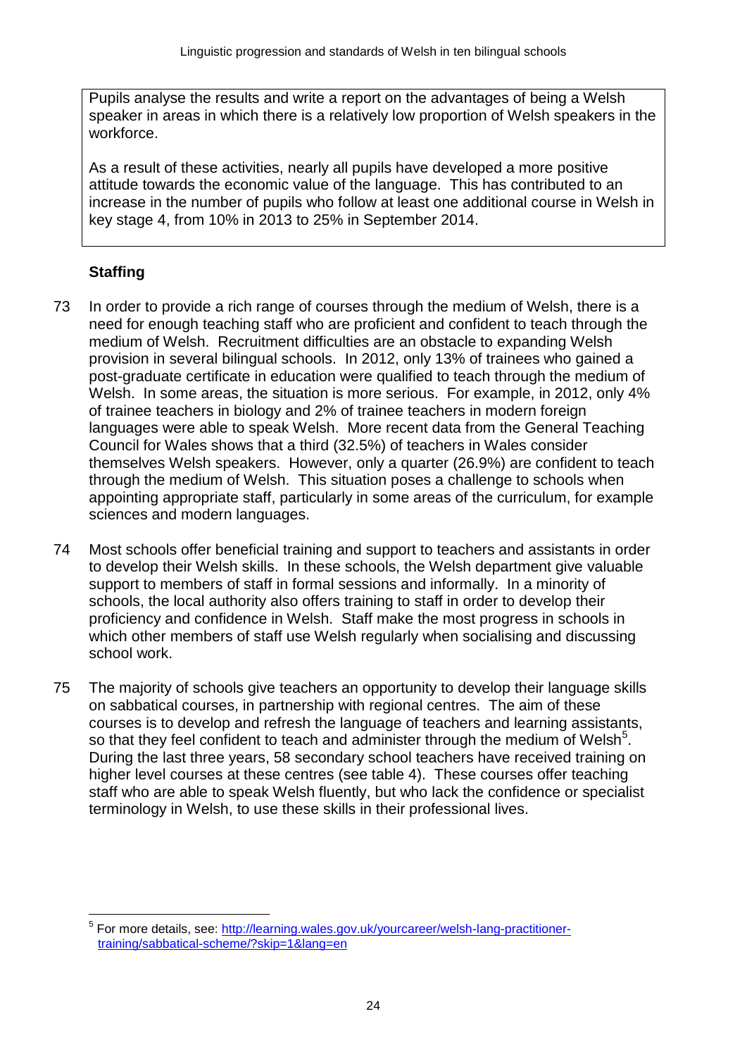Pupils analyse the results and write a report on the advantages of being a Welsh speaker in areas in which there is a relatively low proportion of Welsh speakers in the workforce.

As a result of these activities, nearly all pupils have developed a more positive attitude towards the economic value of the language. This has contributed to an increase in the number of pupils who follow at least one additional course in Welsh in key stage 4, from 10% in 2013 to 25% in September 2014.

### Staffing

73 In order to provide a rich range of courses through the medium of Welsh, there is a need for enough teaching staff who are proficient and confident to teach through the medium of Welsh. Recruitment difficulties are an obstacle to expanding Welsh provision in several bilingual schools. In 2012, only 13% of trainees who gained a post-graduate certificate in education were qualified to teach through the medium of Welsh. In some areas, the situation is more serious. For example, in 2012, only 4% of trainee teachers in biology and 2% of trainee teachers in modern foreign languages were able to speak Welsh. More recent data from the General Teaching Council for Wales shows that a third (32.5%) of teachers in Wales consider themselves Welsh speakers. However, only a quarter (26.9%) are confident to teach through the medium of Welsh. This situation poses a challenge to schools when appointing appropriate staff, particularly in some areas of the curriculum, for example sciences and modern languages.

74 Most schools offer beneficial training and support to teachers and assistants in order to develop their Welsh skills. In these schools, the Welsh department give valuable support to members of staff in formal sessions and informally. In a minority of schools, the local authority also offers training to staff in order to develop their proficiency and confidence in Welsh. Staff make the most progress in schools in which other members of staff use Welsh regularly when socialising and discussing school work.

75 The majority of schools give teachers an opportunity to develop their language skills on sabbatical courses, in partnership with regional centres. The aim of these courses is to develop and refresh the language of teachers and learning assistants, so that they feel confident to teach and administer through the medium of Welsh[5]. During the last three years, 58 secondary school teachers have received training on higher level courses at these centres (see table 4). These courses offer teaching staff who are able to speak Welsh fluently, but who lack the confidence or specialist terminology in Welsh, to use these skills in their professional lives.

---

[5] For more details, see: http://learning.wales.gov.uk/yourcareer/welsh-lang-practitioner-training/sabbatical-scheme/?skip=1&lang=en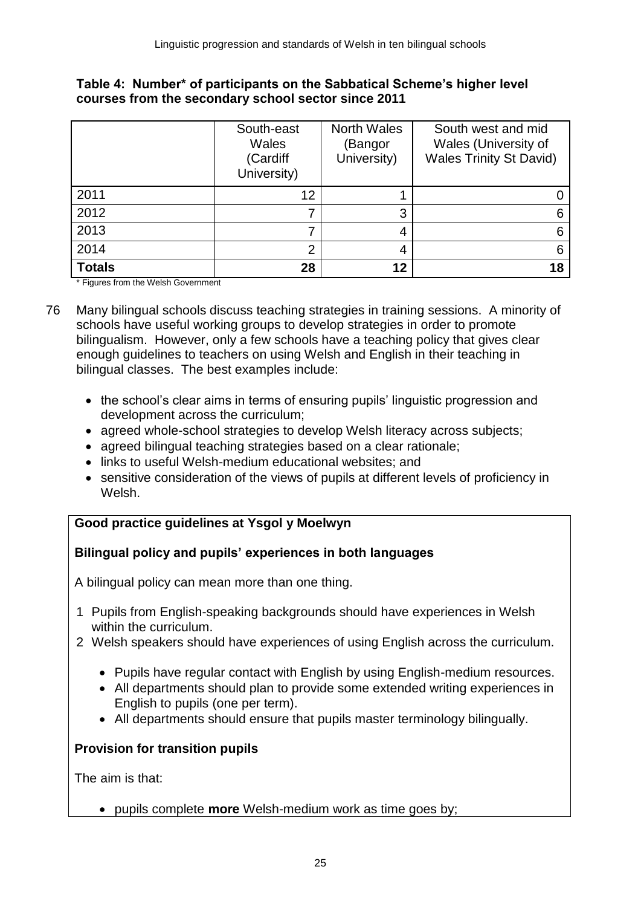**Table 4: Number* of participants on the Sabbatical Scheme's higher level courses from the secondary school sector since 2011**

| | South-east Wales (Cardiff University) | North Wales (Bangor University) | South west and mid Wales (University of Wales Trinity St David) |
|---|---|---|---|
| 2011 | 12 | 1 | 0 |
| 2012 | 7 | 3 | 6 |
| 2013 | 7 | 4 | 6 |
| 2014 | 2 | 4 | 6 |
| **Totals** | **28** | **12** | **18** |

\* Figures from the Welsh Government

76 Many bilingual schools discuss teaching strategies in training sessions. A minority of schools have useful working groups to develop strategies in order to promote bilingualism. However, only a few schools have a teaching policy that gives clear enough guidelines to teachers on using Welsh and English in their teaching in bilingual classes. The best examples include:

- the school's clear aims in terms of ensuring pupils' linguistic progression and development across the curriculum;
- agreed whole-school strategies to develop Welsh literacy across subjects;
- agreed bilingual teaching strategies based on a clear rationale;
- links to useful Welsh-medium educational websites; and
- sensitive consideration of the views of pupils at different levels of proficiency in Welsh.

**Good practice guidelines at Ysgol y Moelwyn**

**Bilingual policy and pupils' experiences in both languages**

A bilingual policy can mean more than one thing.

1. Pupils from English-speaking backgrounds should have experiences in Welsh within the curriculum.
2. Welsh speakers should have experiences of using English across the curriculum.
   - Pupils have regular contact with English by using English-medium resources.
   - All departments should plan to provide some extended writing experiences in English to pupils (one per term).
   - All departments should ensure that pupils master terminology bilingually.

**Provision for transition pupils**

The aim is that:

- pupils complete **more** Welsh-medium work as time goes by;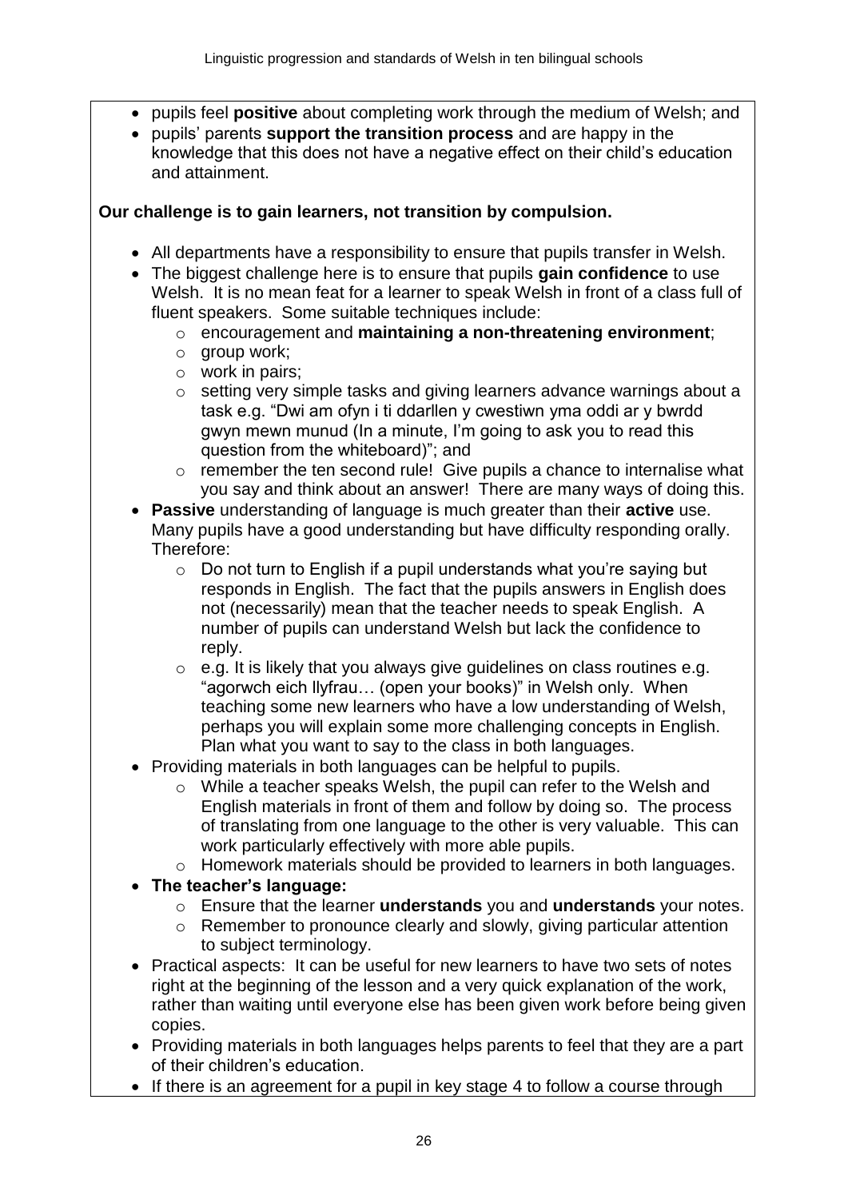- pupils feel **positive** about completing work through the medium of Welsh; and
- pupils' parents **support the transition process** and are happy in the knowledge that this does not have a negative effect on their child's education and attainment.

**Our challenge is to gain learners, not transition by compulsion.**

- All departments have a responsibility to ensure that pupils transfer in Welsh.
- The biggest challenge here is to ensure that pupils **gain confidence** to use Welsh. It is no mean feat for a learner to speak Welsh in front of a class full of fluent speakers. Some suitable techniques include:
  - encouragement and **maintaining a non-threatening environment**;
  - group work;
  - work in pairs;
  - setting very simple tasks and giving learners advance warnings about a task e.g. "Dwi am ofyn i ti ddarllen y cwestiwn yma oddi ar y bwrdd gwyn mewn munud (In a minute, I'm going to ask you to read this question from the whiteboard)"; and
  - remember the ten second rule! Give pupils a chance to internalise what you say and think about an answer! There are many ways of doing this.
- **Passive** understanding of language is much greater than their **active** use. Many pupils have a good understanding but have difficulty responding orally. Therefore:
  - Do not turn to English if a pupil understands what you're saying but responds in English. The fact that the pupils answers in English does not (necessarily) mean that the teacher needs to speak English. A number of pupils can understand Welsh but lack the confidence to reply.
  - e.g. It is likely that you always give guidelines on class routines e.g. "agorwch eich llyfrau… (open your books)" in Welsh only. When teaching some new learners who have a low understanding of Welsh, perhaps you will explain some more challenging concepts in English. Plan what you want to say to the class in both languages.
- Providing materials in both languages can be helpful to pupils.
  - While a teacher speaks Welsh, the pupil can refer to the Welsh and English materials in front of them and follow by doing so. The process of translating from one language to the other is very valuable. This can work particularly effectively with more able pupils.
  - Homework materials should be provided to learners in both languages.
- **The teacher's language:**
  - Ensure that the learner **understands** you and **understands** your notes.
  - Remember to pronounce clearly and slowly, giving particular attention to subject terminology.
- Practical aspects: It can be useful for new learners to have two sets of notes right at the beginning of the lesson and a very quick explanation of the work, rather than waiting until everyone else has been given work before being given copies.
- Providing materials in both languages helps parents to feel that they are a part of their children's education.
- If there is an agreement for a pupil in key stage 4 to follow a course through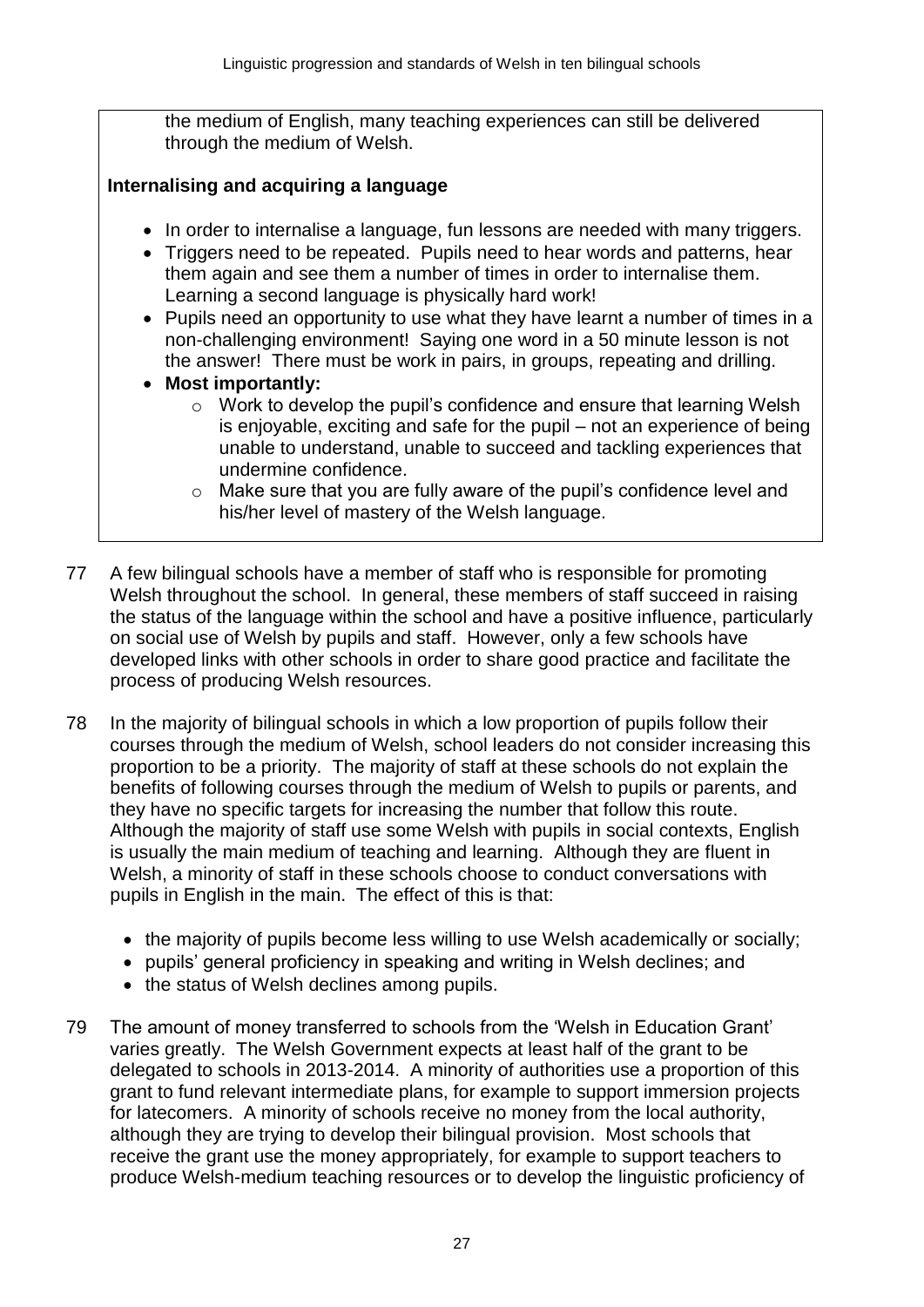the medium of English, many teaching experiences can still be delivered through the medium of Welsh.

**Internalising and acquiring a language**

- In order to internalise a language, fun lessons are needed with many triggers.
- Triggers need to be repeated. Pupils need to hear words and patterns, hear them again and see them a number of times in order to internalise them. Learning a second language is physically hard work!
- Pupils need an opportunity to use what they have learnt a number of times in a non-challenging environment! Saying one word in a 50 minute lesson is not the answer! There must be work in pairs, in groups, repeating and drilling.
- **Most importantly:**
    - Work to develop the pupil's confidence and ensure that learning Welsh is enjoyable, exciting and safe for the pupil – not an experience of being unable to understand, unable to succeed and tackling experiences that undermine confidence.
    - Make sure that you are fully aware of the pupil's confidence level and his/her level of mastery of the Welsh language.

77 A few bilingual schools have a member of staff who is responsible for promoting Welsh throughout the school. In general, these members of staff succeed in raising the status of the language within the school and have a positive influence, particularly on social use of Welsh by pupils and staff. However, only a few schools have developed links with other schools in order to share good practice and facilitate the process of producing Welsh resources.

78 In the majority of bilingual schools in which a low proportion of pupils follow their courses through the medium of Welsh, school leaders do not consider increasing this proportion to be a priority. The majority of staff at these schools do not explain the benefits of following courses through the medium of Welsh to pupils or parents, and they have no specific targets for increasing the number that follow this route. Although the majority of staff use some Welsh with pupils in social contexts, English is usually the main medium of teaching and learning. Although they are fluent in Welsh, a minority of staff in these schools choose to conduct conversations with pupils in English in the main. The effect of this is that:

- the majority of pupils become less willing to use Welsh academically or socially;
- pupils' general proficiency in speaking and writing in Welsh declines; and
- the status of Welsh declines among pupils.

79 The amount of money transferred to schools from the 'Welsh in Education Grant' varies greatly. The Welsh Government expects at least half of the grant to be delegated to schools in 2013-2014. A minority of authorities use a proportion of this grant to fund relevant intermediate plans, for example to support immersion projects for latecomers. A minority of schools receive no money from the local authority, although they are trying to develop their bilingual provision. Most schools that receive the grant use the money appropriately, for example to support teachers to produce Welsh-medium teaching resources or to develop the linguistic proficiency of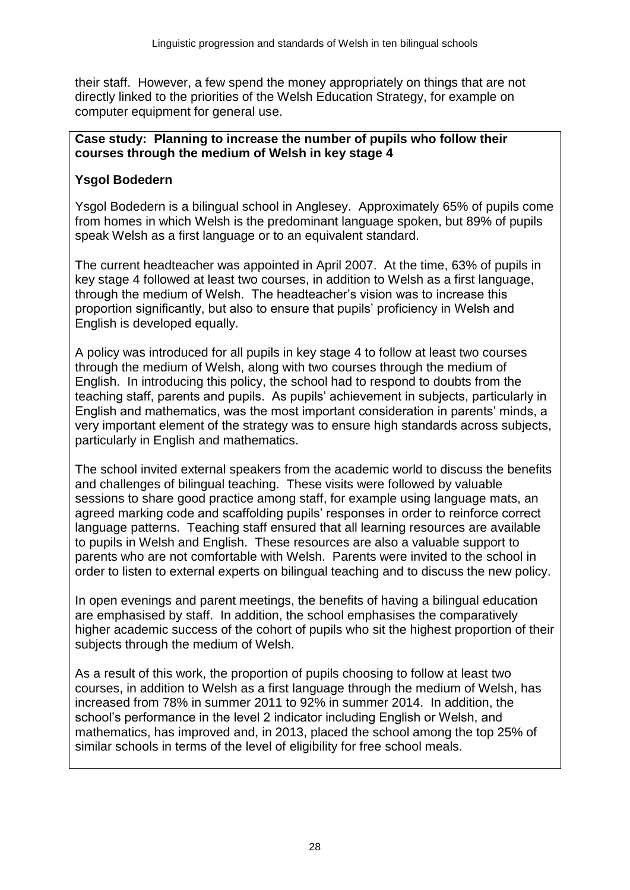their staff. However, a few spend the money appropriately on things that are not directly linked to the priorities of the Welsh Education Strategy, for example on computer equipment for general use.

**Case study: Planning to increase the number of pupils who follow their courses through the medium of Welsh in key stage 4**

**Ysgol Bodedern**

Ysgol Bodedern is a bilingual school in Anglesey. Approximately 65% of pupils come from homes in which Welsh is the predominant language spoken, but 89% of pupils speak Welsh as a first language or to an equivalent standard.

The current headteacher was appointed in April 2007. At the time, 63% of pupils in key stage 4 followed at least two courses, in addition to Welsh as a first language, through the medium of Welsh. The headteacher's vision was to increase this proportion significantly, but also to ensure that pupils' proficiency in Welsh and English is developed equally.

A policy was introduced for all pupils in key stage 4 to follow at least two courses through the medium of Welsh, along with two courses through the medium of English. In introducing this policy, the school had to respond to doubts from the teaching staff, parents and pupils. As pupils' achievement in subjects, particularly in English and mathematics, was the most important consideration in parents' minds, a very important element of the strategy was to ensure high standards across subjects, particularly in English and mathematics.

The school invited external speakers from the academic world to discuss the benefits and challenges of bilingual teaching. These visits were followed by valuable sessions to share good practice among staff, for example using language mats, an agreed marking code and scaffolding pupils' responses in order to reinforce correct language patterns. Teaching staff ensured that all learning resources are available to pupils in Welsh and English. These resources are also a valuable support to parents who are not comfortable with Welsh. Parents were invited to the school in order to listen to external experts on bilingual teaching and to discuss the new policy.

In open evenings and parent meetings, the benefits of having a bilingual education are emphasised by staff. In addition, the school emphasises the comparatively higher academic success of the cohort of pupils who sit the highest proportion of their subjects through the medium of Welsh.

As a result of this work, the proportion of pupils choosing to follow at least two courses, in addition to Welsh as a first language through the medium of Welsh, has increased from 78% in summer 2011 to 92% in summer 2014. In addition, the school's performance in the level 2 indicator including English or Welsh, and mathematics, has improved and, in 2013, placed the school among the top 25% of similar schools in terms of the level of eligibility for free school meals.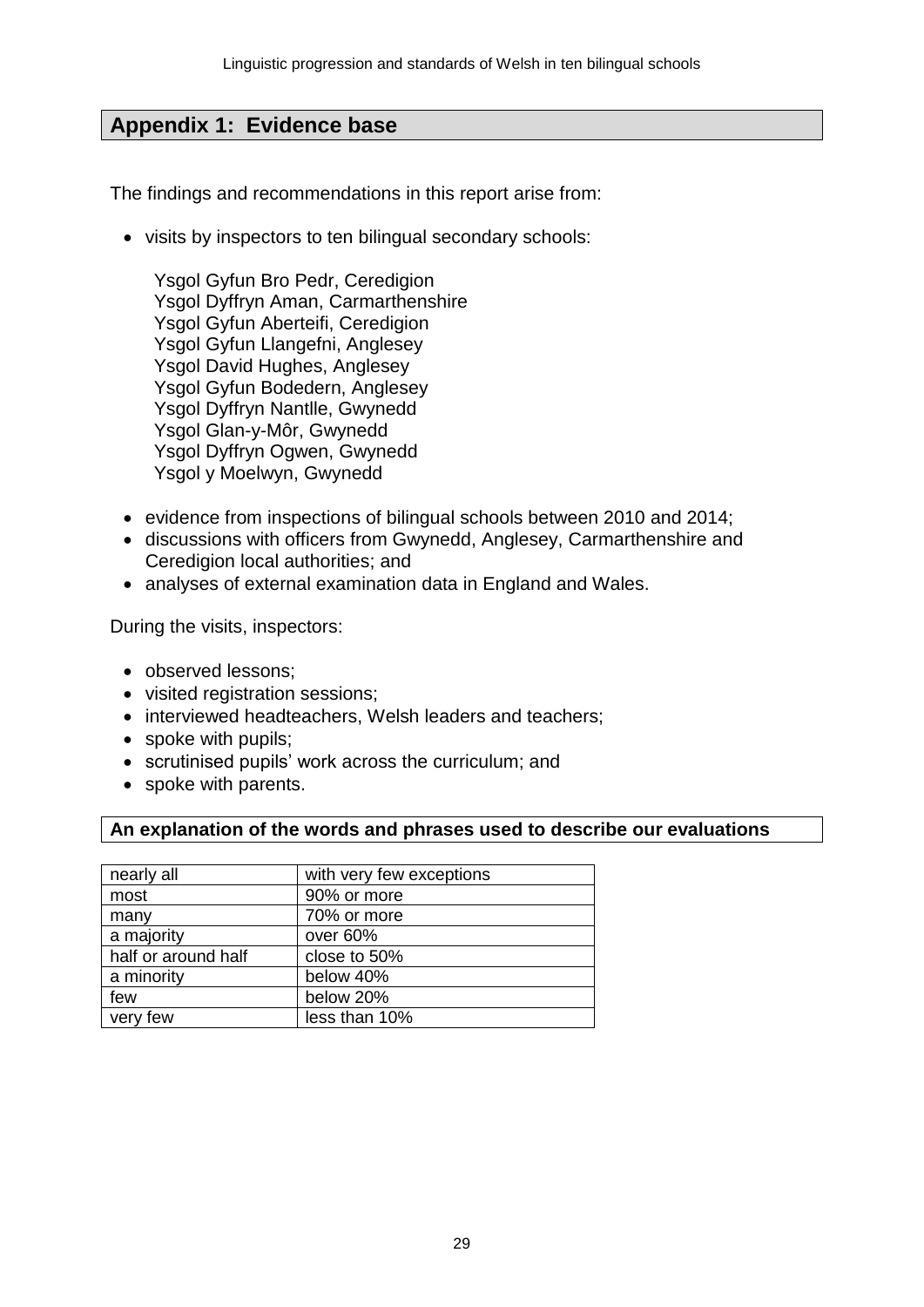## Appendix 1: Evidence base

The findings and recommendations in this report arise from:

- visits by inspectors to ten bilingual secondary schools:

  Ysgol Gyfun Bro Pedr, Ceredigion
  Ysgol Dyffryn Aman, Carmarthenshire
  Ysgol Gyfun Aberteifi, Ceredigion
  Ysgol Gyfun Llangefni, Anglesey
  Ysgol David Hughes, Anglesey
  Ysgol Gyfun Bodedern, Anglesey
  Ysgol Dyffryn Nantlle, Gwynedd
  Ysgol Glan-y-Môr, Gwynedd
  Ysgol Dyffryn Ogwen, Gwynedd
  Ysgol y Moelwyn, Gwynedd

- evidence from inspections of bilingual schools between 2010 and 2014;
- discussions with officers from Gwynedd, Anglesey, Carmarthenshire and Ceredigion local authorities; and
- analyses of external examination data in England and Wales.

During the visits, inspectors:

- observed lessons;
- visited registration sessions;
- interviewed headteachers, Welsh leaders and teachers;
- spoke with pupils;
- scrutinised pupils' work across the curriculum; and
- spoke with parents.

### An explanation of the words and phrases used to describe our evaluations

| | |
|---|---|
| nearly all | with very few exceptions |
| most | 90% or more |
| many | 70% or more |
| a majority | over 60% |
| half or around half | close to 50% |
| a minority | below 40% |
| few | below 20% |
| very few | less than 10% |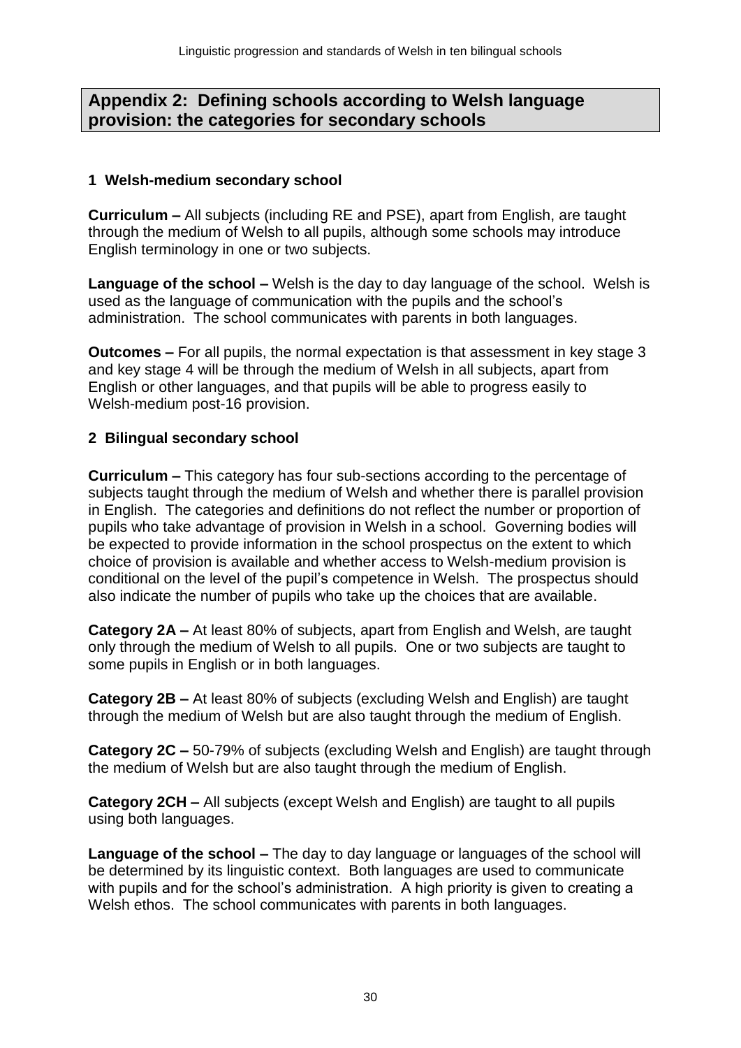## Appendix 2: Defining schools according to Welsh language provision: the categories for secondary schools

### 1 Welsh-medium secondary school

**Curriculum –** All subjects (including RE and PSE), apart from English, are taught through the medium of Welsh to all pupils, although some schools may introduce English terminology in one or two subjects.

**Language of the school –** Welsh is the day to day language of the school. Welsh is used as the language of communication with the pupils and the school's administration. The school communicates with parents in both languages.

**Outcomes –** For all pupils, the normal expectation is that assessment in key stage 3 and key stage 4 will be through the medium of Welsh in all subjects, apart from English or other languages, and that pupils will be able to progress easily to Welsh-medium post-16 provision.

### 2 Bilingual secondary school

**Curriculum –** This category has four sub-sections according to the percentage of subjects taught through the medium of Welsh and whether there is parallel provision in English. The categories and definitions do not reflect the number or proportion of pupils who take advantage of provision in Welsh in a school. Governing bodies will be expected to provide information in the school prospectus on the extent to which choice of provision is available and whether access to Welsh-medium provision is conditional on the level of the pupil's competence in Welsh. The prospectus should also indicate the number of pupils who take up the choices that are available.

**Category 2A –** At least 80% of subjects, apart from English and Welsh, are taught only through the medium of Welsh to all pupils. One or two subjects are taught to some pupils in English or in both languages.

**Category 2B –** At least 80% of subjects (excluding Welsh and English) are taught through the medium of Welsh but are also taught through the medium of English.

**Category 2C –** 50-79% of subjects (excluding Welsh and English) are taught through the medium of Welsh but are also taught through the medium of English.

**Category 2CH –** All subjects (except Welsh and English) are taught to all pupils using both languages.

**Language of the school –** The day to day language or languages of the school will be determined by its linguistic context. Both languages are used to communicate with pupils and for the school's administration. A high priority is given to creating a Welsh ethos. The school communicates with parents in both languages.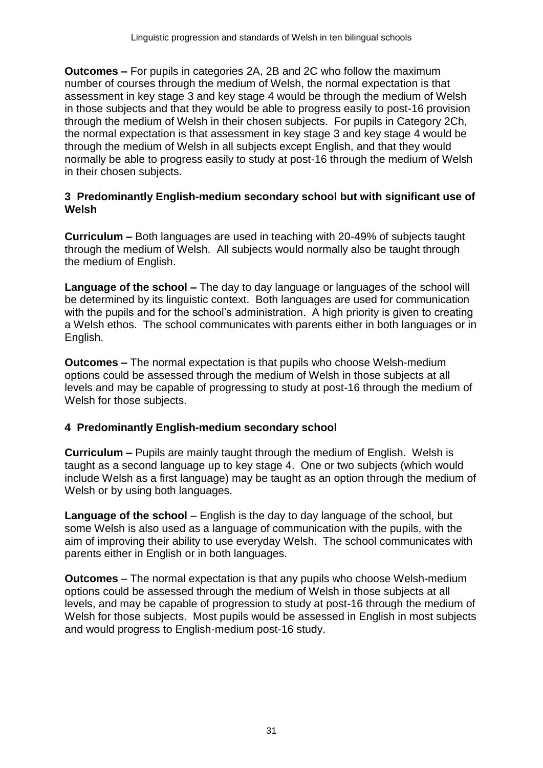**Outcomes –** For pupils in categories 2A, 2B and 2C who follow the maximum number of courses through the medium of Welsh, the normal expectation is that assessment in key stage 3 and key stage 4 would be through the medium of Welsh in those subjects and that they would be able to progress easily to post-16 provision through the medium of Welsh in their chosen subjects. For pupils in Category 2Ch, the normal expectation is that assessment in key stage 3 and key stage 4 would be through the medium of Welsh in all subjects except English, and that they would normally be able to progress easily to study at post-16 through the medium of Welsh in their chosen subjects.

### 3 Predominantly English-medium secondary school but with significant use of Welsh

**Curriculum –** Both languages are used in teaching with 20-49% of subjects taught through the medium of Welsh. All subjects would normally also be taught through the medium of English.

**Language of the school –** The day to day language or languages of the school will be determined by its linguistic context. Both languages are used for communication with the pupils and for the school's administration. A high priority is given to creating a Welsh ethos. The school communicates with parents either in both languages or in English.

**Outcomes –** The normal expectation is that pupils who choose Welsh-medium options could be assessed through the medium of Welsh in those subjects at all levels and may be capable of progressing to study at post-16 through the medium of Welsh for those subjects.

### 4 Predominantly English-medium secondary school

**Curriculum –** Pupils are mainly taught through the medium of English. Welsh is taught as a second language up to key stage 4. One or two subjects (which would include Welsh as a first language) may be taught as an option through the medium of Welsh or by using both languages.

**Language of the school** – English is the day to day language of the school, but some Welsh is also used as a language of communication with the pupils, with the aim of improving their ability to use everyday Welsh. The school communicates with parents either in English or in both languages.

**Outcomes** – The normal expectation is that any pupils who choose Welsh-medium options could be assessed through the medium of Welsh in those subjects at all levels, and may be capable of progression to study at post-16 through the medium of Welsh for those subjects. Most pupils would be assessed in English in most subjects and would progress to English-medium post-16 study.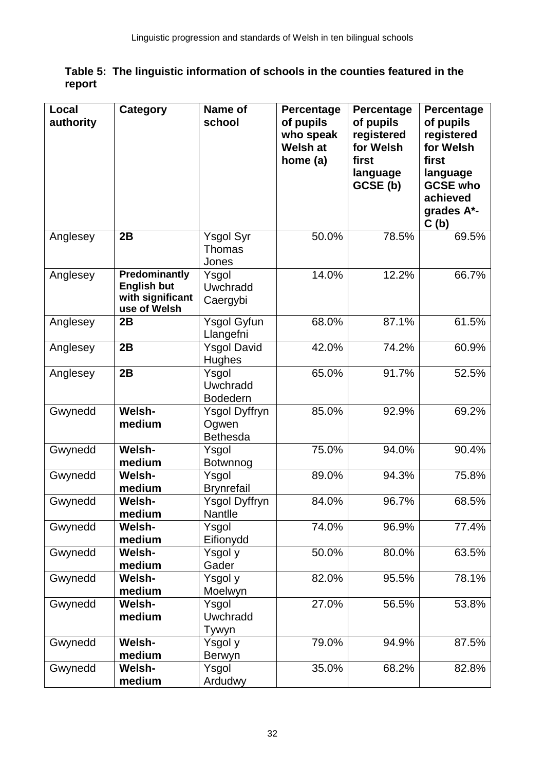**Table 5: The linguistic information of schools in the counties featured in the report**

| Local authority | Category | Name of school | Percentage of pupils who speak Welsh at home (a) | Percentage of pupils registered for Welsh first language GCSE (b) | Percentage of pupils registered for Welsh first language GCSE who achieved grades A*-C (b) |
|---|---|---|---|---|---|
| Anglesey | **2B** | Ysgol Syr Thomas Jones | 50.0% | 78.5% | 69.5% |
| Anglesey | **Predominantly English but with significant use of Welsh** | Ysgol Uwchradd Caergybi | 14.0% | 12.2% | 66.7% |
| Anglesey | **2B** | Ysgol Gyfun Llangefni | 68.0% | 87.1% | 61.5% |
| Anglesey | **2B** | Ysgol David Hughes | 42.0% | 74.2% | 60.9% |
| Anglesey | **2B** | Ysgol Uwchradd Bodedern | 65.0% | 91.7% | 52.5% |
| Gwynedd | **Welsh-medium** | Ysgol Dyffryn Ogwen Bethesda | 85.0% | 92.9% | 69.2% |
| Gwynedd | **Welsh-medium** | Ysgol Botwnnog | 75.0% | 94.0% | 90.4% |
| Gwynedd | **Welsh-medium** | Ysgol Brynrefail | 89.0% | 94.3% | 75.8% |
| Gwynedd | **Welsh-medium** | Ysgol Dyffryn Nantlle | 84.0% | 96.7% | 68.5% |
| Gwynedd | **Welsh-medium** | Ysgol Eifionydd | 74.0% | 96.9% | 77.4% |
| Gwynedd | **Welsh-medium** | Ysgol y Gader | 50.0% | 80.0% | 63.5% |
| Gwynedd | **Welsh-medium** | Ysgol y Moelwyn | 82.0% | 95.5% | 78.1% |
| Gwynedd | **Welsh-medium** | Ysgol Uwchradd Tywyn | 27.0% | 56.5% | 53.8% |
| Gwynedd | **Welsh-medium** | Ysgol y Berwyn | 79.0% | 94.9% | 87.5% |
| Gwynedd | **Welsh-medium** | Ysgol Ardudwy | 35.0% | 68.2% | 82.8% |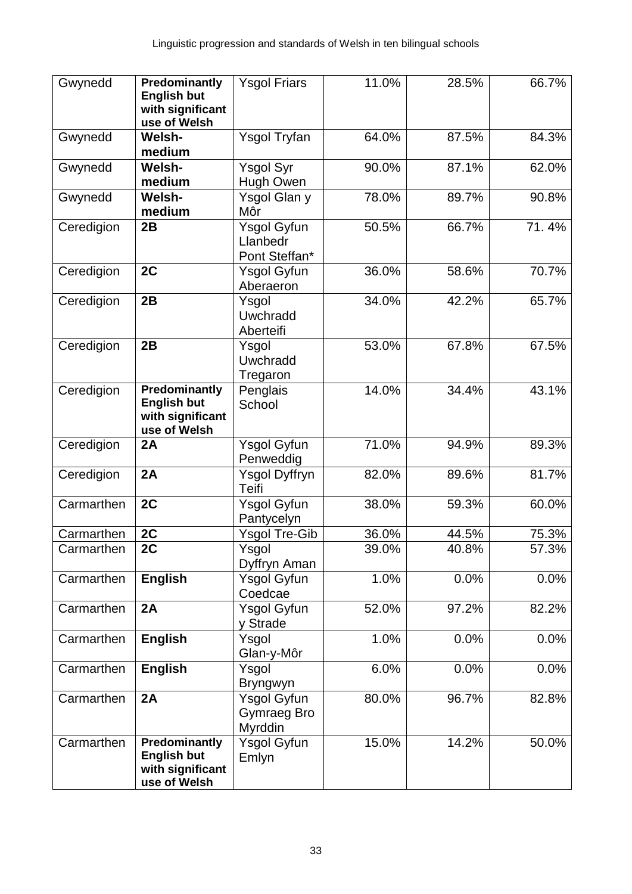| Gwynedd | **Predominantly English but with significant use of Welsh** | Ysgol Friars | 11.0% | 28.5% | 66.7% |
|---|---|---|---|---|---|
| Gwynedd | **Welsh-medium** | Ysgol Tryfan | 64.0% | 87.5% | 84.3% |
| Gwynedd | **Welsh-medium** | Ysgol Syr Hugh Owen | 90.0% | 87.1% | 62.0% |
| Gwynedd | **Welsh-medium** | Ysgol Glan y Môr | 78.0% | 89.7% | 90.8% |
| Ceredigion | **2B** | Ysgol Gyfun Llanbedr Pont Steffan* | 50.5% | 66.7% | 71. 4% |
| Ceredigion | **2C** | Ysgol Gyfun Aberaeron | 36.0% | 58.6% | 70.7% |
| Ceredigion | **2B** | Ysgol Uwchradd Aberteifi | 34.0% | 42.2% | 65.7% |
| Ceredigion | **2B** | Ysgol Uwchradd Tregaron | 53.0% | 67.8% | 67.5% |
| Ceredigion | **Predominantly English but with significant use of Welsh** | Penglais School | 14.0% | 34.4% | 43.1% |
| Ceredigion | **2A** | Ysgol Gyfun Penweddig | 71.0% | 94.9% | 89.3% |
| Ceredigion | **2A** | Ysgol Dyffryn Teifi | 82.0% | 89.6% | 81.7% |
| Carmarthen | **2C** | Ysgol Gyfun Pantycelyn | 38.0% | 59.3% | 60.0% |
| Carmarthen | **2C** | Ysgol Tre-Gib | 36.0% | 44.5% | 75.3% |
| Carmarthen | **2C** | Ysgol Dyffryn Aman | 39.0% | 40.8% | 57.3% |
| Carmarthen | **English** | Ysgol Gyfun Coedcae | 1.0% | 0.0% | 0.0% |
| Carmarthen | **2A** | Ysgol Gyfun y Strade | 52.0% | 97.2% | 82.2% |
| Carmarthen | **English** | Ysgol Glan-y-Môr | 1.0% | 0.0% | 0.0% |
| Carmarthen | **English** | Ysgol Bryngwyn | 6.0% | 0.0% | 0.0% |
| Carmarthen | **2A** | Ysgol Gyfun Gymraeg Bro Myrddin | 80.0% | 96.7% | 82.8% |
| Carmarthen | **Predominantly English but with significant use of Welsh** | Ysgol Gyfun Emlyn | 15.0% | 14.2% | 50.0% |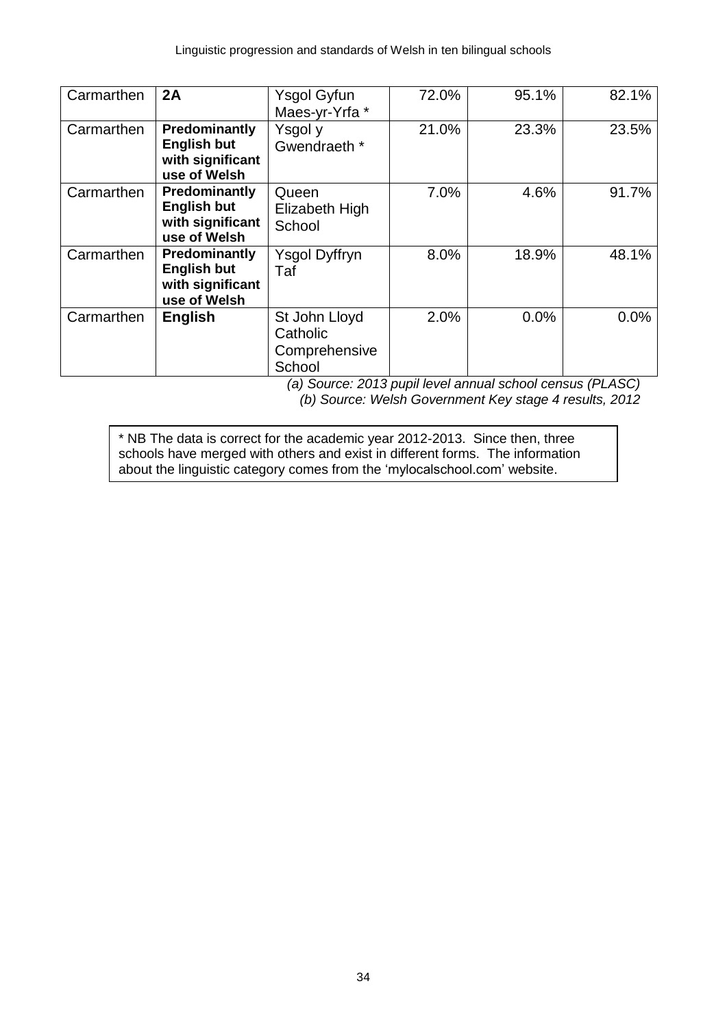| Carmarthen | **2A** | Ysgol Gyfun Maes-yr-Yrfa * | 72.0% | 95.1% | 82.1% |
|---|---|---|---|---|---|
| Carmarthen | **Predominantly English but with significant use of Welsh** | Ysgol y Gwendraeth * | 21.0% | 23.3% | 23.5% |
| Carmarthen | **Predominantly English but with significant use of Welsh** | Queen Elizabeth High School | 7.0% | 4.6% | 91.7% |
| Carmarthen | **Predominantly English but with significant use of Welsh** | Ysgol Dyffryn Taf | 8.0% | 18.9% | 48.1% |
| Carmarthen | **English** | St John Lloyd Catholic Comprehensive School | 2.0% | 0.0% | 0.0% |

*(a) Source: 2013 pupil level annual school census (PLASC)*
*(b) Source: Welsh Government Key stage 4 results, 2012*

* NB The data is correct for the academic year 2012-2013. Since then, three schools have merged with others and exist in different forms. The information about the linguistic category comes from the 'mylocalschool.com' website.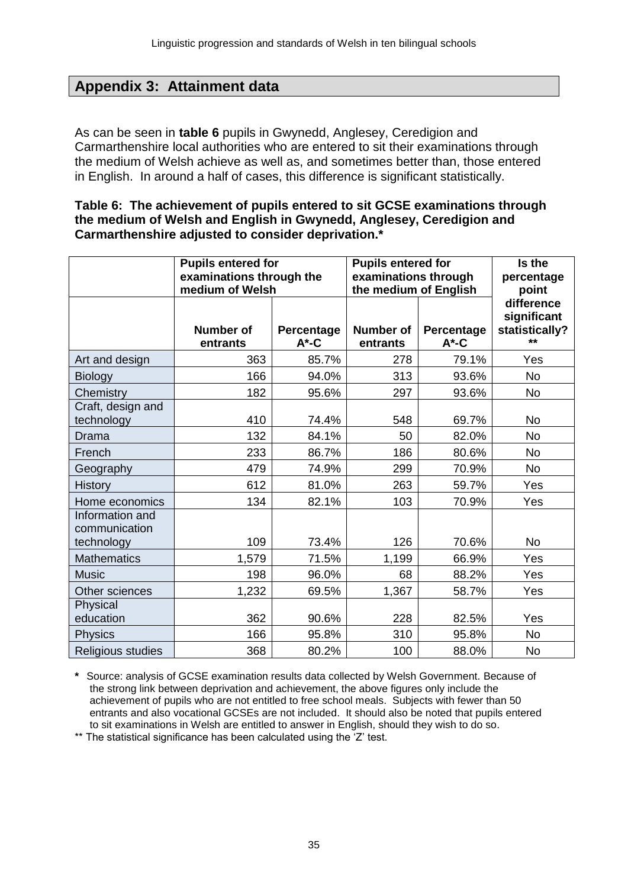## Appendix 3: Attainment data

As can be seen in **table 6** pupils in Gwynedd, Anglesey, Ceredigion and Carmarthenshire local authorities who are entered to sit their examinations through the medium of Welsh achieve as well as, and sometimes better than, those entered in English. In around a half of cases, this difference is significant statistically.

**Table 6: The achievement of pupils entered to sit GCSE examinations through the medium of Welsh and English in Gwynedd, Anglesey, Ceredigion and Carmarthenshire adjusted to consider deprivation.***

| | Pupils entered for examinations through the medium of Welsh | | Pupils entered for examinations through the medium of English | | Is the percentage point difference significant statistically? ** |
|---|---|---|---|---|---|
| | Number of entrants | Percentage A*-C | Number of entrants | Percentage A*-C | |
| Art and design | 363 | 85.7% | 278 | 79.1% | Yes |
| Biology | 166 | 94.0% | 313 | 93.6% | No |
| Chemistry | 182 | 95.6% | 297 | 93.6% | No |
| Craft, design and technology | 410 | 74.4% | 548 | 69.7% | No |
| Drama | 132 | 84.1% | 50 | 82.0% | No |
| French | 233 | 86.7% | 186 | 80.6% | No |
| Geography | 479 | 74.9% | 299 | 70.9% | No |
| History | 612 | 81.0% | 263 | 59.7% | Yes |
| Home economics | 134 | 82.1% | 103 | 70.9% | Yes |
| Information and communication technology | 109 | 73.4% | 126 | 70.6% | No |
| Mathematics | 1,579 | 71.5% | 1,199 | 66.9% | Yes |
| Music | 198 | 96.0% | 68 | 88.2% | Yes |
| Other sciences | 1,232 | 69.5% | 1,367 | 58.7% | Yes |
| Physical education | 362 | 90.6% | 228 | 82.5% | Yes |
| Physics | 166 | 95.8% | 310 | 95.8% | No |
| Religious studies | 368 | 80.2% | 100 | 88.0% | No |

\* Source: analysis of GCSE examination results data collected by Welsh Government. Because of the strong link between deprivation and achievement, the above figures only include the achievement of pupils who are not entitled to free school meals. Subjects with fewer than 50 entrants and also vocational GCSEs are not included. It should also be noted that pupils entered to sit examinations in Welsh are entitled to answer in English, should they wish to do so.

** The statistical significance has been calculated using the 'Z' test.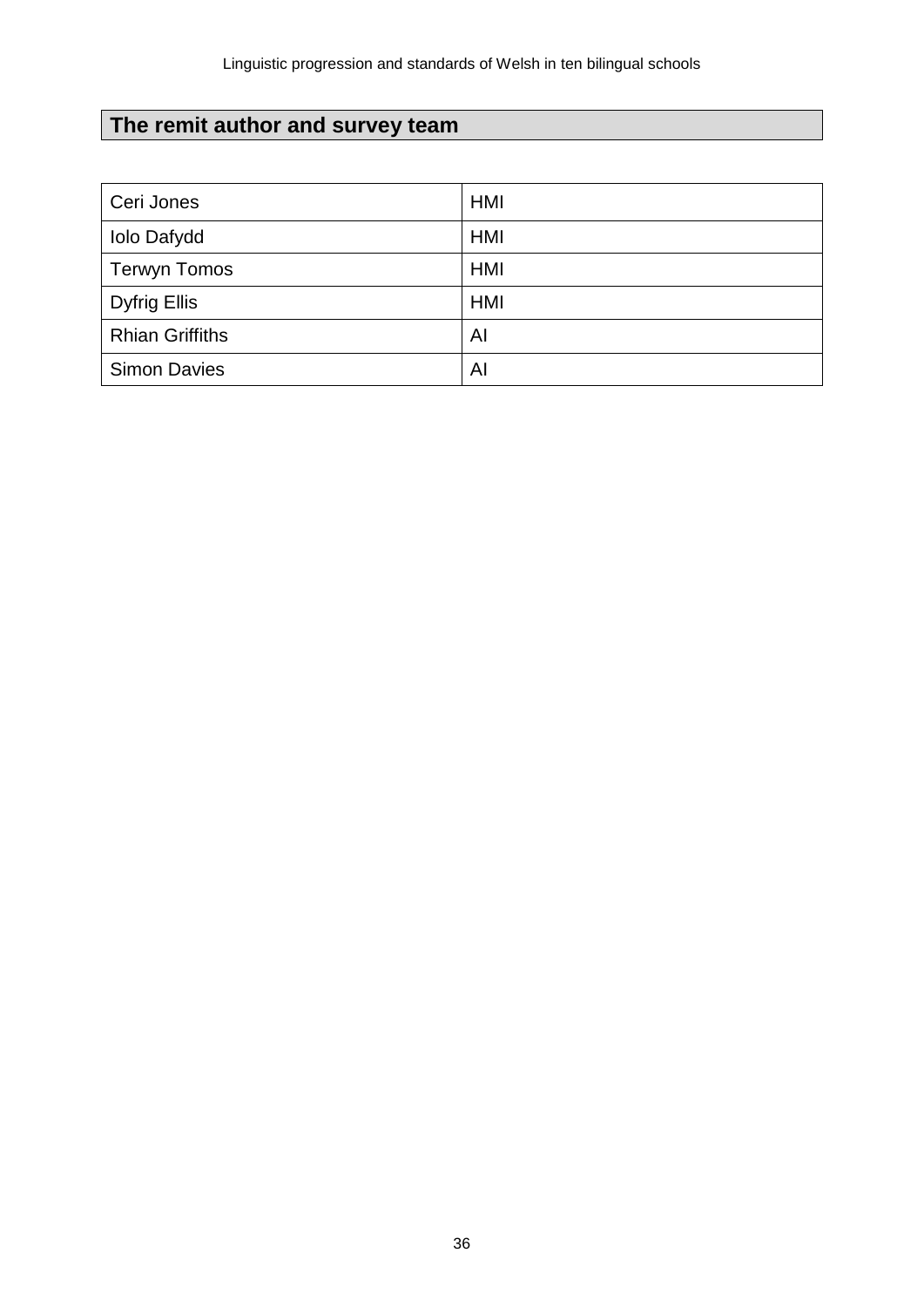## The remit author and survey team

| | |
|---|---|
| Ceri Jones | HMI |
| Iolo Dafydd | HMI |
| Terwyn Tomos | HMI |
| Dyfrig Ellis | HMI |
| Rhian Griffiths | AI |
| Simon Davies | AI |